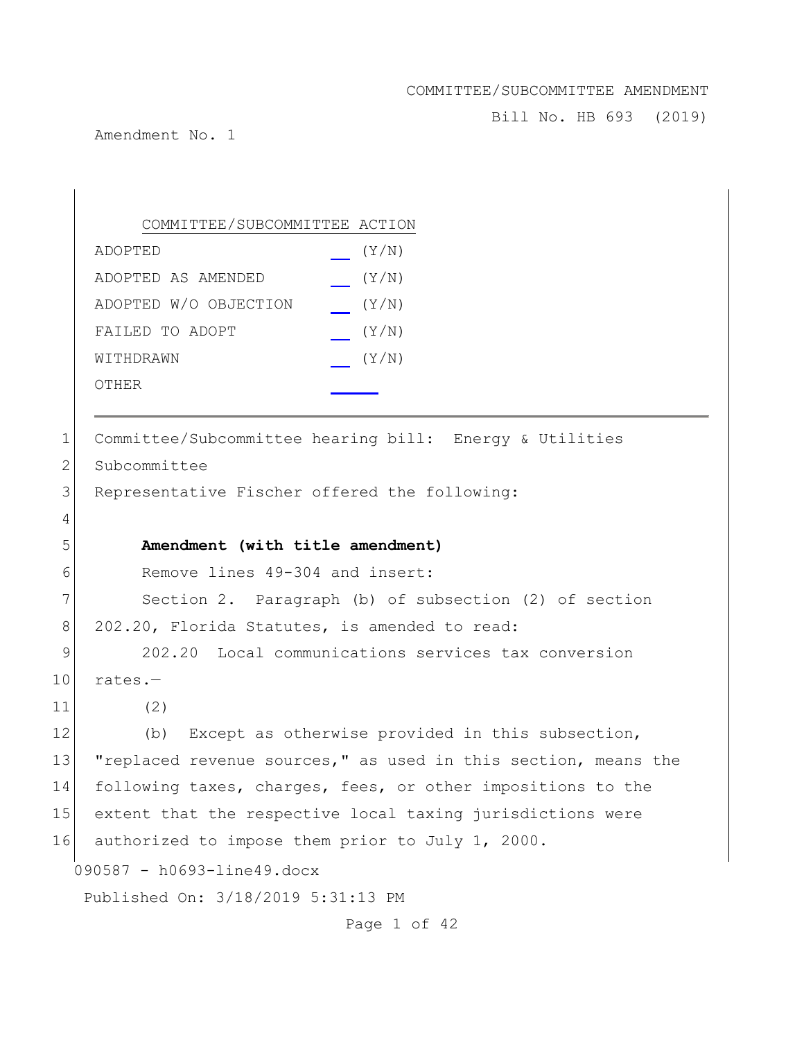COMMITTEE/SUBCOMMITTEE AMENDMENT

Bill No. HB 693 (2019)

Amendment No. 1

| COMMITTEE/SUBCOMMITTEE ACTION | |
|---|---|
| ADOPTED | ___ (Y/N) |
| ADOPTED AS AMENDED | ___ (Y/N) |
| ADOPTED W/O OBJECTION | ___ (Y/N) |
| FAILED TO ADOPT | ___ (Y/N) |
| WITHDRAWN | ___ (Y/N) |
| OTHER | ___ |

---

1 Committee/Subcommittee hearing bill: Energy & Utilities
2 Subcommittee
3 Representative Fischer offered the following:
4
5 **Amendment (with title amendment)**
6 Remove lines 49-304 and insert:
7 Section 2. Paragraph (b) of subsection (2) of section
8 202.20, Florida Statutes, is amended to read:
9 202.20 Local communications services tax conversion
10 rates.—
11 (2)
12 (b) Except as otherwise provided in this subsection,
13 "replaced revenue sources," as used in this section, means the
14 following taxes, charges, fees, or other impositions to the
15 extent that the respective local taxing jurisdictions were
16 authorized to impose them prior to July 1, 2000.

090587 - h0693-line49.docx

Published On: 3/18/2019 5:31:13 PM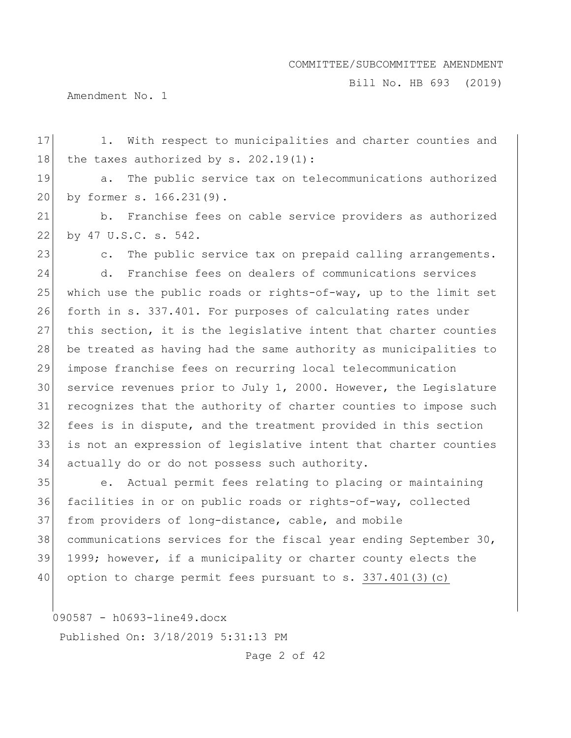1. With respect to municipalities and charter counties and the taxes authorized by s. 202.19(1):

a. The public service tax on telecommunications authorized by former s. 166.231(9).

b. Franchise fees on cable service providers as authorized by 47 U.S.C. s. 542.

c. The public service tax on prepaid calling arrangements.

d. Franchise fees on dealers of communications services which use the public roads or rights-of-way, up to the limit set forth in s. 337.401. For purposes of calculating rates under this section, it is the legislative intent that charter counties be treated as having had the same authority as municipalities to impose franchise fees on recurring local telecommunication service revenues prior to July 1, 2000. However, the Legislature recognizes that the authority of charter counties to impose such fees is in dispute, and the treatment provided in this section is not an expression of legislative intent that charter counties actually do or do not possess such authority.

e. Actual permit fees relating to placing or maintaining facilities in or on public roads or rights-of-way, collected from providers of long-distance, cable, and mobile communications services for the fiscal year ending September 30, 1999; however, if a municipality or charter county elects the option to charge permit fees pursuant to s. 337.401(3)(c)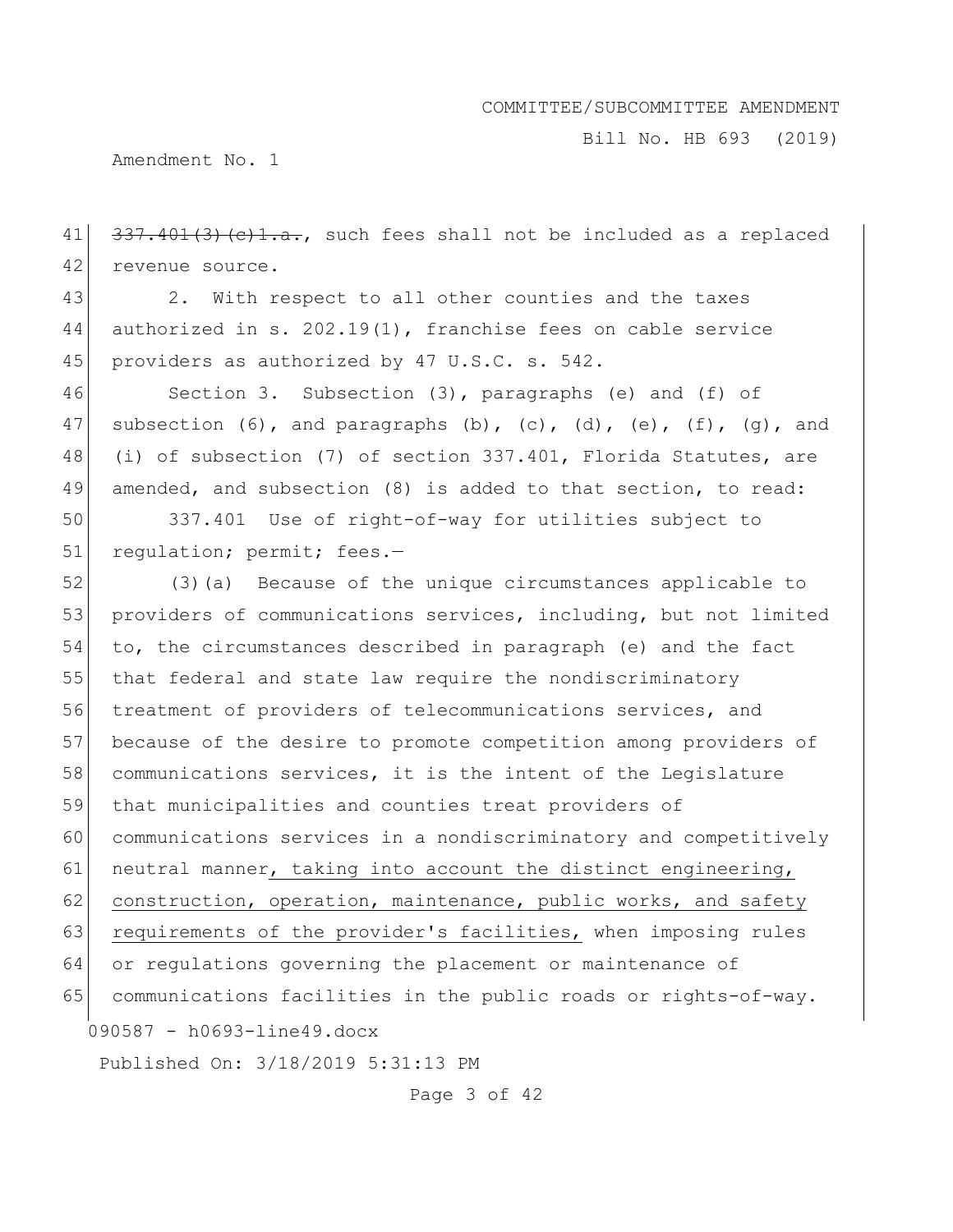~~337.401(3)(c)1.a.~~, such fees shall not be included as a replaced revenue source.

2. With respect to all other counties and the taxes authorized in s. 202.19(1), franchise fees on cable service providers as authorized by 47 U.S.C. s. 542.

Section 3. Subsection (3), paragraphs (e) and (f) of subsection (6), and paragraphs (b), (c), (d), (e), (f), (g), and (i) of subsection (7) of section 337.401, Florida Statutes, are amended, and subsection (8) is added to that section, to read:

337.401 Use of right-of-way for utilities subject to regulation; permit; fees.—

(3)(a) Because of the unique circumstances applicable to providers of communications services, including, but not limited to, the circumstances described in paragraph (e) and the fact that federal and state law require the nondiscriminatory treatment of providers of telecommunications services, and because of the desire to promote competition among providers of communications services, it is the intent of the Legislature that municipalities and counties treat providers of communications services in a nondiscriminatory and competitively neutral manner<u>, taking into account the distinct engineering, construction, operation, maintenance, public works, and safety requirements of the provider's facilities,</u> when imposing rules or regulations governing the placement or maintenance of communications facilities in the public roads or rights-of-way.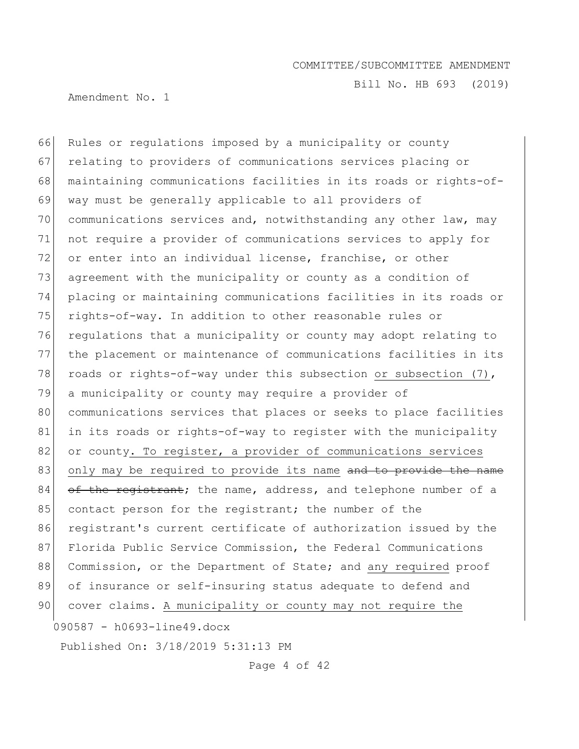Rules or regulations imposed by a municipality or county relating to providers of communications services placing or maintaining communications facilities in its roads or rights-of-way must be generally applicable to all providers of communications services and, notwithstanding any other law, may not require a provider of communications services to apply for or enter into an individual license, franchise, or other agreement with the municipality or county as a condition of placing or maintaining communications facilities in its roads or rights-of-way. In addition to other reasonable rules or regulations that a municipality or county may adopt relating to the placement or maintenance of communications facilities in its roads or rights-of-way under this subsection <u>or subsection (7)</u>, a municipality or county may require a provider of communications services that places or seeks to place facilities in its roads or rights-of-way to register with the municipality or county<u>. To register, a provider of communications services only may be required to provide its name</u> ~~and to provide the name of the registrant~~; the name, address, and telephone number of a contact person for the registrant; the number of the registrant's current certificate of authorization issued by the Florida Public Service Commission, the Federal Communications Commission, or the Department of State; and <u>any required</u> proof of insurance or self-insuring status adequate to defend and cover claims. <u>A municipality or county may not require the</u>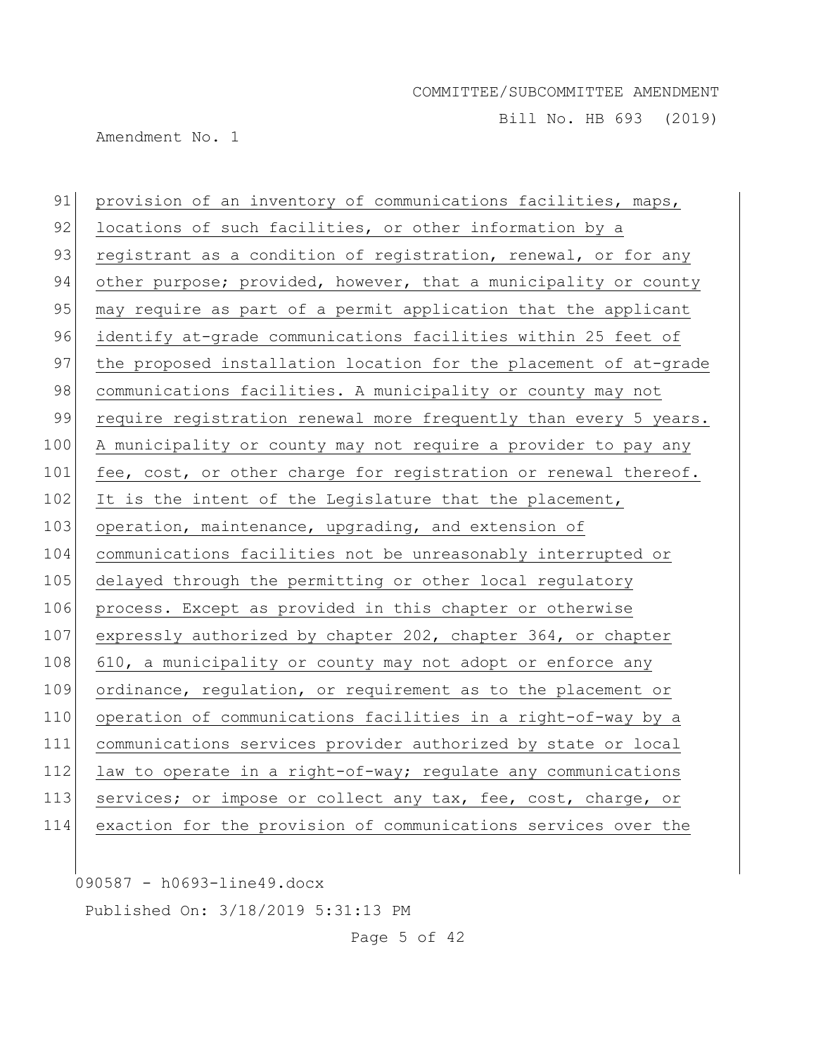provision of an inventory of communications facilities, maps, locations of such facilities, or other information by a registrant as a condition of registration, renewal, or for any other purpose; provided, however, that a municipality or county may require as part of a permit application that the applicant identify at-grade communications facilities within 25 feet of the proposed installation location for the placement of at-grade communications facilities. A municipality or county may not require registration renewal more frequently than every 5 years. A municipality or county may not require a provider to pay any fee, cost, or other charge for registration or renewal thereof. It is the intent of the Legislature that the placement, operation, maintenance, upgrading, and extension of communications facilities not be unreasonably interrupted or delayed through the permitting or other local regulatory process. Except as provided in this chapter or otherwise expressly authorized by chapter 202, chapter 364, or chapter 610, a municipality or county may not adopt or enforce any ordinance, regulation, or requirement as to the placement or operation of communications facilities in a right-of-way by a communications services provider authorized by state or local law to operate in a right-of-way; regulate any communications services; or impose or collect any tax, fee, cost, charge, or exaction for the provision of communications services over the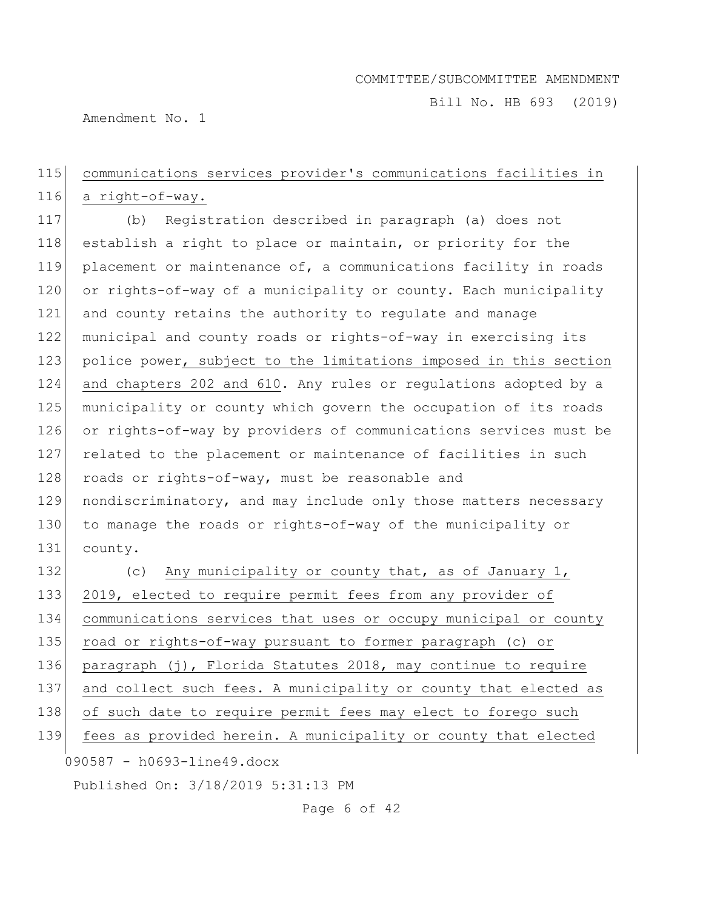communications services provider's communications facilities in a right-of-way.

(b) Registration described in paragraph (a) does not establish a right to place or maintain, or priority for the placement or maintenance of, a communications facility in roads or rights-of-way of a municipality or county. Each municipality and county retains the authority to regulate and manage municipal and county roads or rights-of-way in exercising its police power, subject to the limitations imposed in this section and chapters 202 and 610. Any rules or regulations adopted by a municipality or county which govern the occupation of its roads or rights-of-way by providers of communications services must be related to the placement or maintenance of facilities in such roads or rights-of-way, must be reasonable and nondiscriminatory, and may include only those matters necessary to manage the roads or rights-of-way of the municipality or county.

(c) Any municipality or county that, as of January 1, 2019, elected to require permit fees from any provider of communications services that uses or occupy municipal or county road or rights-of-way pursuant to former paragraph (c) or paragraph (j), Florida Statutes 2018, may continue to require and collect such fees. A municipality or county that elected as of such date to require permit fees may elect to forego such fees as provided herein. A municipality or county that elected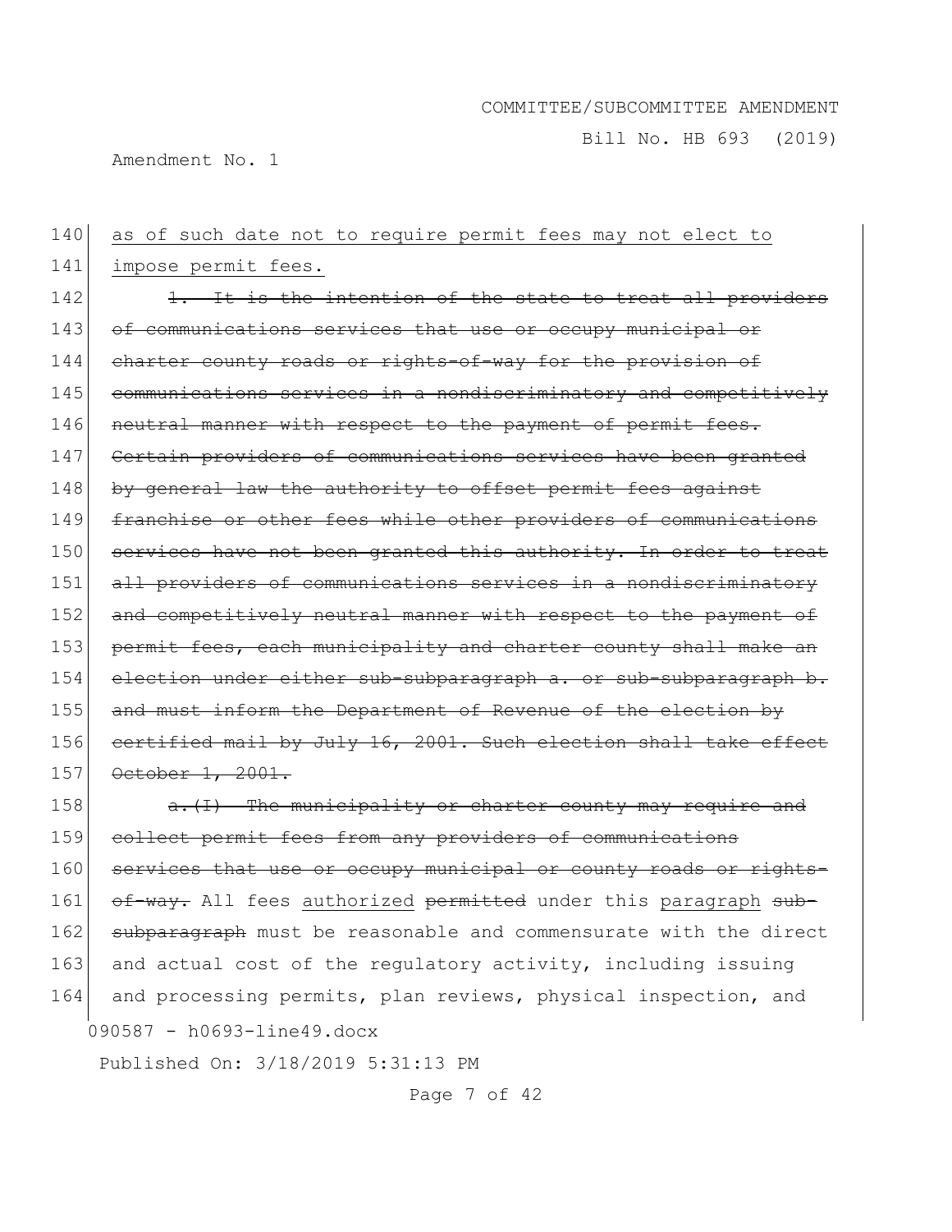140 <u>as of such date not to require permit fees may not elect to</u>
141 <u>impose permit fees.</u>

142 ~~1. It is the intention of the state to treat all providers~~
143 ~~of communications services that use or occupy municipal or~~
144 ~~charter county roads or rights-of-way for the provision of~~
145 ~~communications services in a nondiscriminatory and competitively~~
146 ~~neutral manner with respect to the payment of permit fees.~~
147 ~~Certain providers of communications services have been granted~~
148 ~~by general law the authority to offset permit fees against~~
149 ~~franchise or other fees while other providers of communications~~
150 ~~services have not been granted this authority. In order to treat~~
151 ~~all providers of communications services in a nondiscriminatory~~
152 ~~and competitively neutral manner with respect to the payment of~~
153 ~~permit fees, each municipality and charter county shall make an~~
154 ~~election under either sub-subparagraph a. or sub-subparagraph b.~~
155 ~~and must inform the Department of Revenue of the election by~~
156 ~~certified mail by July 16, 2001. Such election shall take effect~~
157 ~~October 1, 2001.~~

158 ~~a.(I) The municipality or charter county may require and~~
159 ~~collect permit fees from any providers of communications~~
160 ~~services that use or occupy municipal or county roads or rights-~~
161 ~~of-way.~~ All fees <u>authorized</u> ~~permitted~~ under this <u>paragraph</u> ~~sub-~~
162 ~~subparagraph~~ must be reasonable and commensurate with the direct
163 and actual cost of the regulatory activity, including issuing
164 and processing permits, plan reviews, physical inspection, and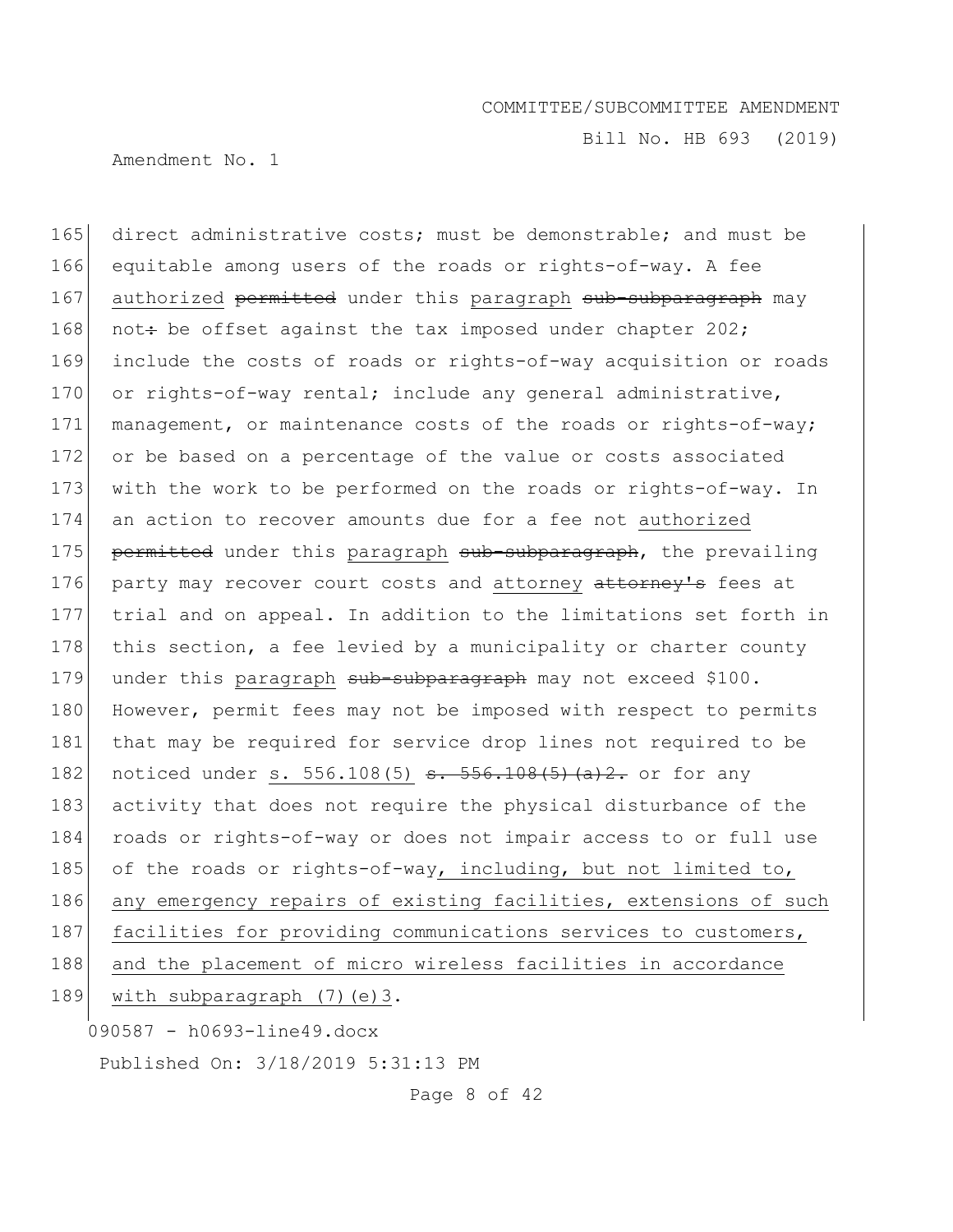165 direct administrative costs; must be demonstrable; and must be
166 equitable among users of the roads or rights-of-way. A fee
167 <u>authorized</u> ~~permitted~~ under this <u>paragraph</u> ~~sub-subparagraph~~ may
168 not~~:~~ be offset against the tax imposed under chapter 202;
169 include the costs of roads or rights-of-way acquisition or roads
170 or rights-of-way rental; include any general administrative,
171 management, or maintenance costs of the roads or rights-of-way;
172 or be based on a percentage of the value or costs associated
173 with the work to be performed on the roads or rights-of-way. In
174 an action to recover amounts due for a fee not <u>authorized</u>
175 ~~permitted~~ under this <u>paragraph</u> ~~sub-subparagraph~~, the prevailing
176 party may recover court costs and <u>attorney</u> ~~attorney's~~ fees at
177 trial and on appeal. In addition to the limitations set forth in
178 this section, a fee levied by a municipality or charter county
179 under this <u>paragraph</u> ~~sub-subparagraph~~ may not exceed $100.
180 However, permit fees may not be imposed with respect to permits
181 that may be required for service drop lines not required to be
182 noticed under <u>s. 556.108(5)</u> ~~s. 556.108(5)(a)2.~~ or for any
183 activity that does not require the physical disturbance of the
184 roads or rights-of-way or does not impair access to or full use
185 of the roads or rights-of-way<u>, including, but not limited to,</u>
186 <u>any emergency repairs of existing facilities, extensions of such</u>
187 <u>facilities for providing communications services to customers,</u>
188 <u>and the placement of micro wireless facilities in accordance</u>
189 <u>with subparagraph (7)(e)3</u>.

090587 - h0693-line49.docx

Published On: 3/18/2019 5:31:13 PM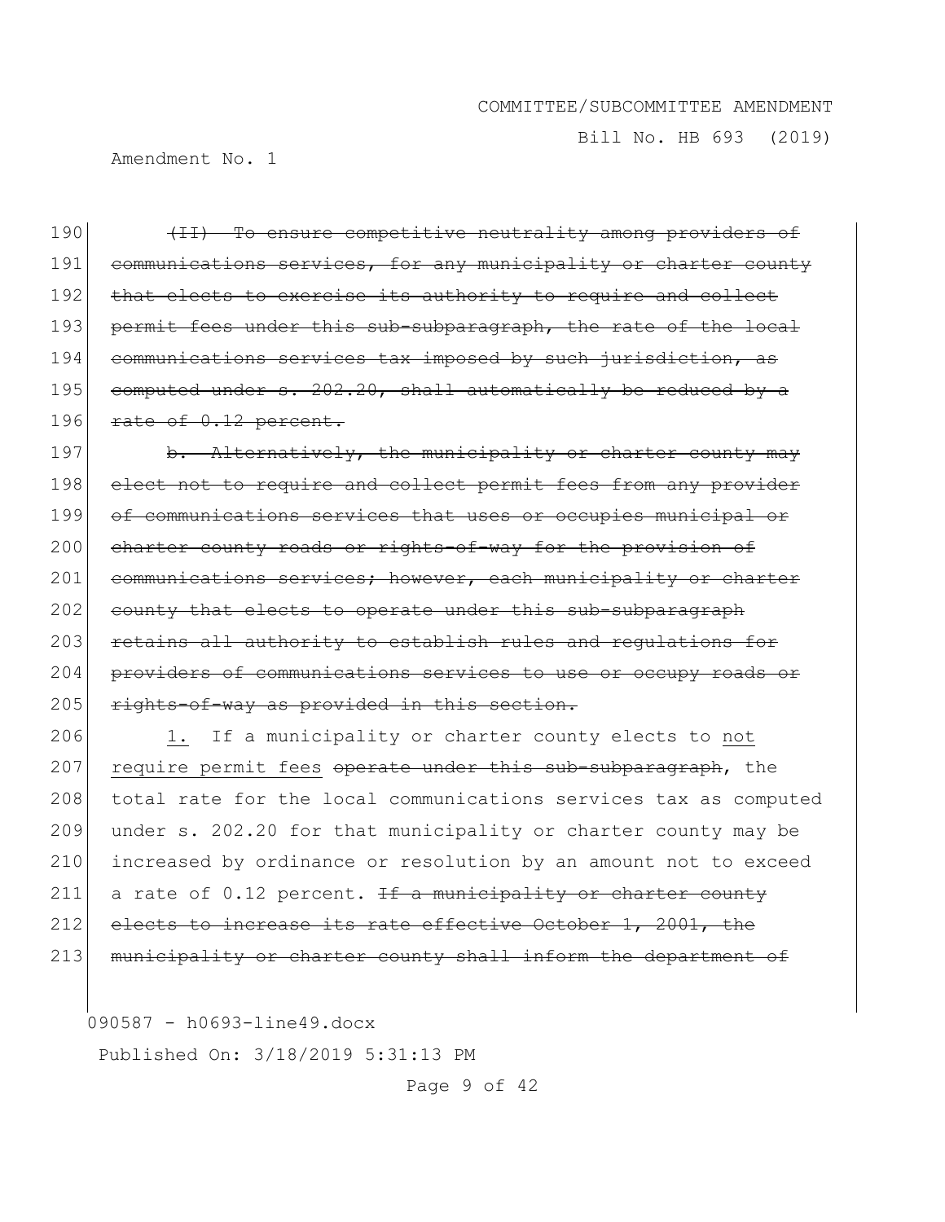190 ~~(II) To ensure competitive neutrality among providers of~~
191 ~~communications services, for any municipality or charter county~~
192 ~~that elects to exercise its authority to require and collect~~
193 ~~permit fees under this sub-subparagraph, the rate of the local~~
194 ~~communications services tax imposed by such jurisdiction, as~~
195 ~~computed under s. 202.20, shall automatically be reduced by a~~
196 ~~rate of 0.12 percent.~~

197 ~~b. Alternatively, the municipality or charter county may~~
198 ~~elect not to require and collect permit fees from any provider~~
199 ~~of communications services that uses or occupies municipal or~~
200 ~~charter county roads or rights-of-way for the provision of~~
201 ~~communications services; however, each municipality or charter~~
202 ~~county that elects to operate under this sub-subparagraph~~
203 ~~retains all authority to establish rules and regulations for~~
204 ~~providers of communications services to use or occupy roads or~~
205 ~~rights-of-way as provided in this section.~~

206 <u>1.</u> If a municipality or charter county elects to <u>not</u>
207 <u>require permit fees</u> ~~operate under this sub-subparagraph~~, the
208 total rate for the local communications services tax as computed
209 under s. 202.20 for that municipality or charter county may be
210 increased by ordinance or resolution by an amount not to exceed
211 a rate of 0.12 percent. ~~If a municipality or charter county~~
212 ~~elects to increase its rate effective October 1, 2001, the~~
213 ~~municipality or charter county shall inform the department of~~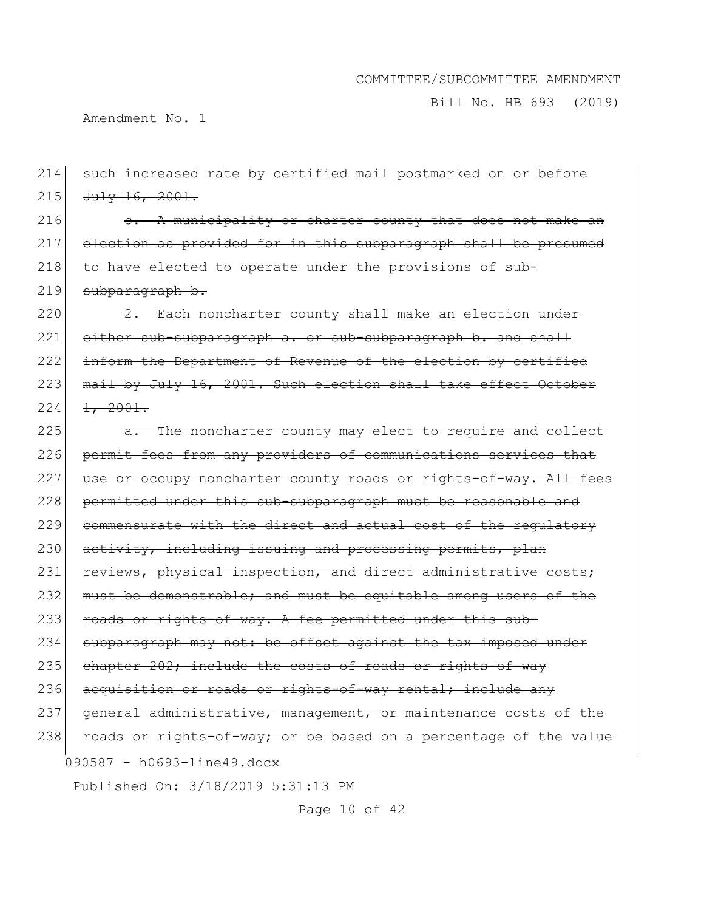214 ~~such increased rate by certified mail postmarked on or before~~
215 ~~July 16, 2001.~~

216 ~~c. A municipality or charter county that does not make an~~
217 ~~election as provided for in this subparagraph shall be presumed~~
218 ~~to have elected to operate under the provisions of sub-~~
219 ~~subparagraph b.~~

220 ~~2. Each noncharter county shall make an election under~~
221 ~~either sub-subparagraph a. or sub-subparagraph b. and shall~~
222 ~~inform the Department of Revenue of the election by certified~~
223 ~~mail by July 16, 2001. Such election shall take effect October~~
224 ~~1, 2001.~~

225 ~~a. The noncharter county may elect to require and collect~~
226 ~~permit fees from any providers of communications services that~~
227 ~~use or occupy noncharter county roads or rights-of-way. All fees~~
228 ~~permitted under this sub-subparagraph must be reasonable and~~
229 ~~commensurate with the direct and actual cost of the regulatory~~
230 ~~activity, including issuing and processing permits, plan~~
231 ~~reviews, physical inspection, and direct administrative costs;~~
232 ~~must be demonstrable; and must be equitable among users of the~~
233 ~~roads or rights-of-way. A fee permitted under this sub-~~
234 ~~subparagraph may not: be offset against the tax imposed under~~
235 ~~chapter 202; include the costs of roads or rights-of-way~~
236 ~~acquisition or roads or rights-of-way rental; include any~~
237 ~~general administrative, management, or maintenance costs of the~~
238 ~~roads or rights-of-way; or be based on a percentage of the value~~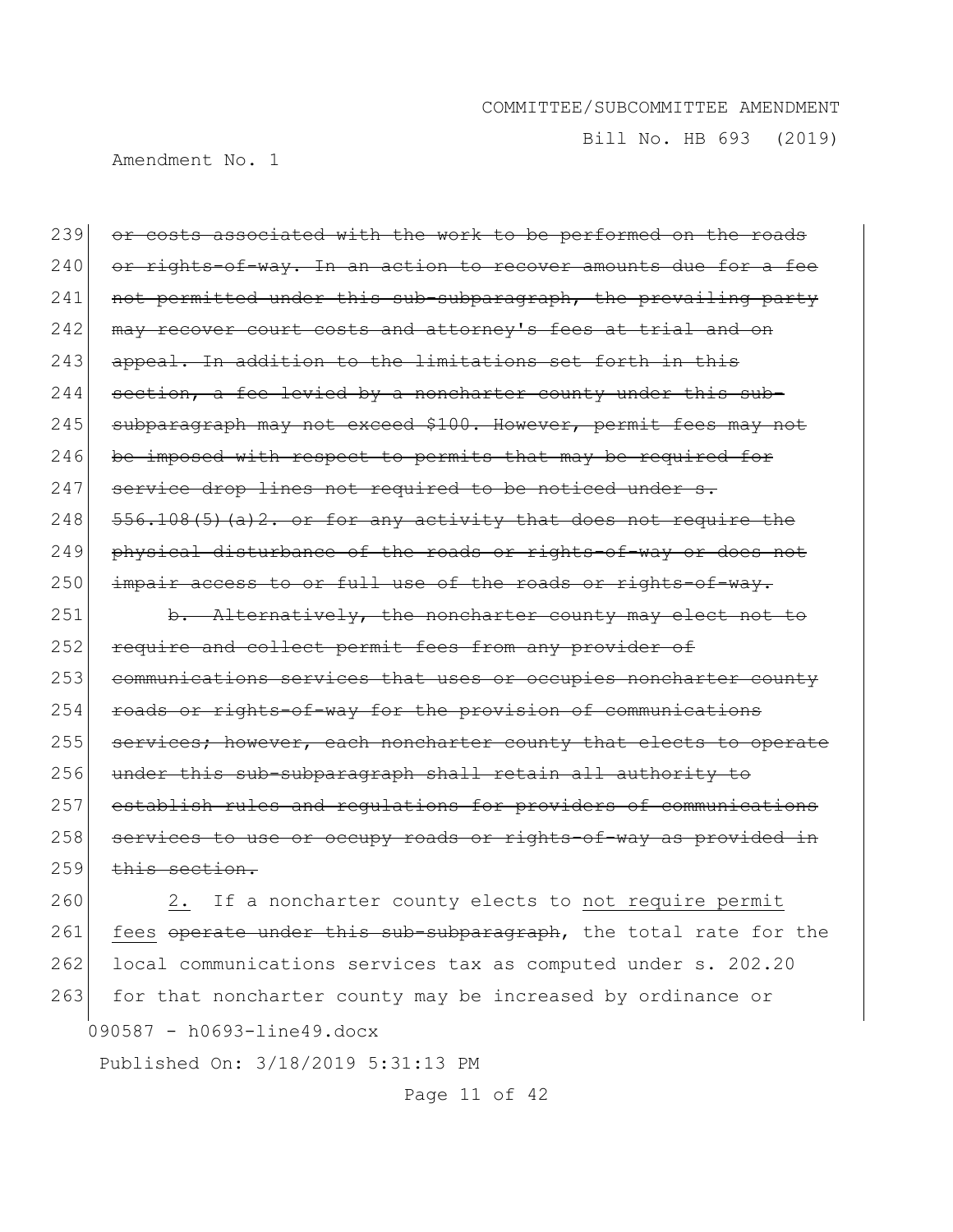or costs associated with the work to be performed on the roads or rights-of-way. In an action to recover amounts due for a fee not permitted under this sub-subparagraph, the prevailing party may recover court costs and attorney's fees at trial and on appeal. In addition to the limitations set forth in this section, a fee levied by a noncharter county under this sub-subparagraph may not exceed $100. However, permit fees may not be imposed with respect to permits that may be required for service drop lines not required to be noticed under s. 556.108(5)(a)2. or for any activity that does not require the physical disturbance of the roads or rights-of-way or does not impair access to or full use of the roads or rights-of-way.

b. Alternatively, the noncharter county may elect not to require and collect permit fees from any provider of communications services that uses or occupies noncharter county roads or rights-of-way for the provision of communications services; however, each noncharter county that elects to operate under this sub-subparagraph shall retain all authority to establish rules and regulations for providers of communications services to use or occupy roads or rights-of-way as provided in this section.

2. If a noncharter county elects to not require permit fees operate under this sub-subparagraph, the total rate for the local communications services tax as computed under s. 202.20 for that noncharter county may be increased by ordinance or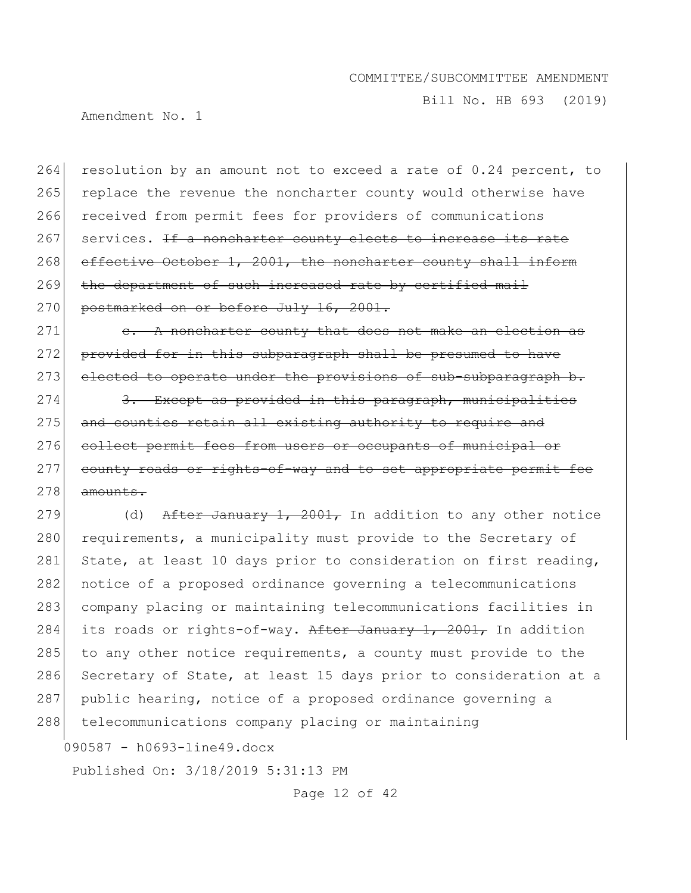resolution by an amount not to exceed a rate of 0.24 percent, to replace the revenue the noncharter county would otherwise have received from permit fees for providers of communications services. ~~If a noncharter county elects to increase its rate effective October 1, 2001, the noncharter county shall inform the department of such increased rate by certified mail postmarked on or before July 16, 2001.~~

~~c. A noncharter county that does not make an election as provided for in this subparagraph shall be presumed to have elected to operate under the provisions of sub-subparagraph b.~~

~~3. Except as provided in this paragraph, municipalities and counties retain all existing authority to require and collect permit fees from users or occupants of municipal or county roads or rights-of-way and to set appropriate permit fee amounts.~~

(d) ~~After January 1, 2001,~~ In addition to any other notice requirements, a municipality must provide to the Secretary of State, at least 10 days prior to consideration on first reading, notice of a proposed ordinance governing a telecommunications company placing or maintaining telecommunications facilities in its roads or rights-of-way. ~~After January 1, 2001,~~ In addition to any other notice requirements, a county must provide to the Secretary of State, at least 15 days prior to consideration at a public hearing, notice of a proposed ordinance governing a telecommunications company placing or maintaining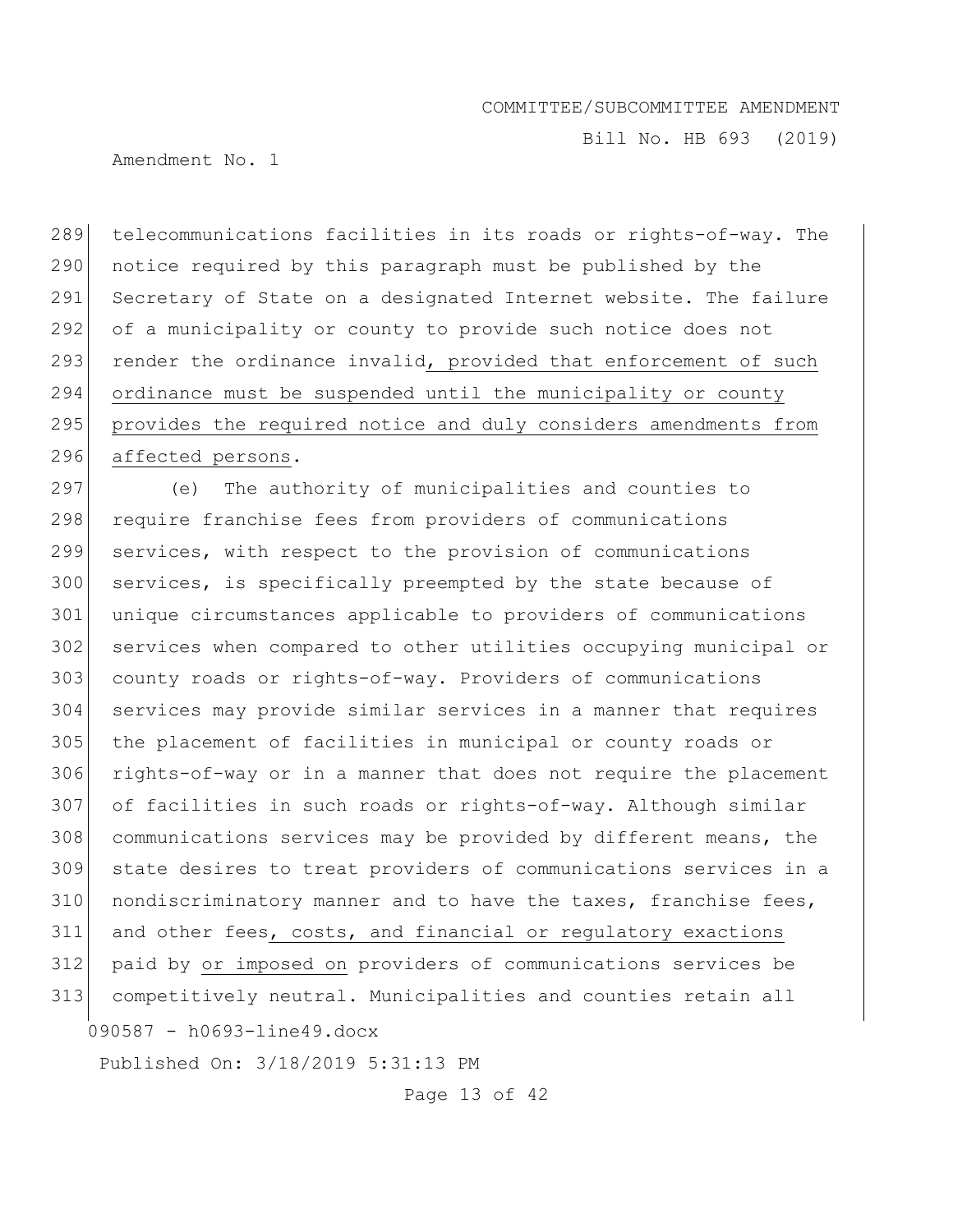telecommunications facilities in its roads or rights-of-way. The notice required by this paragraph must be published by the Secretary of State on a designated Internet website. The failure of a municipality or county to provide such notice does not render the ordinance invalid, provided that enforcement of such ordinance must be suspended until the municipality or county provides the required notice and duly considers amendments from affected persons.

(e) The authority of municipalities and counties to require franchise fees from providers of communications services, with respect to the provision of communications services, is specifically preempted by the state because of unique circumstances applicable to providers of communications services when compared to other utilities occupying municipal or county roads or rights-of-way. Providers of communications services may provide similar services in a manner that requires the placement of facilities in municipal or county roads or rights-of-way or in a manner that does not require the placement of facilities in such roads or rights-of-way. Although similar communications services may be provided by different means, the state desires to treat providers of communications services in a nondiscriminatory manner and to have the taxes, franchise fees, and other fees, costs, and financial or regulatory exactions paid by or imposed on providers of communications services be competitively neutral. Municipalities and counties retain all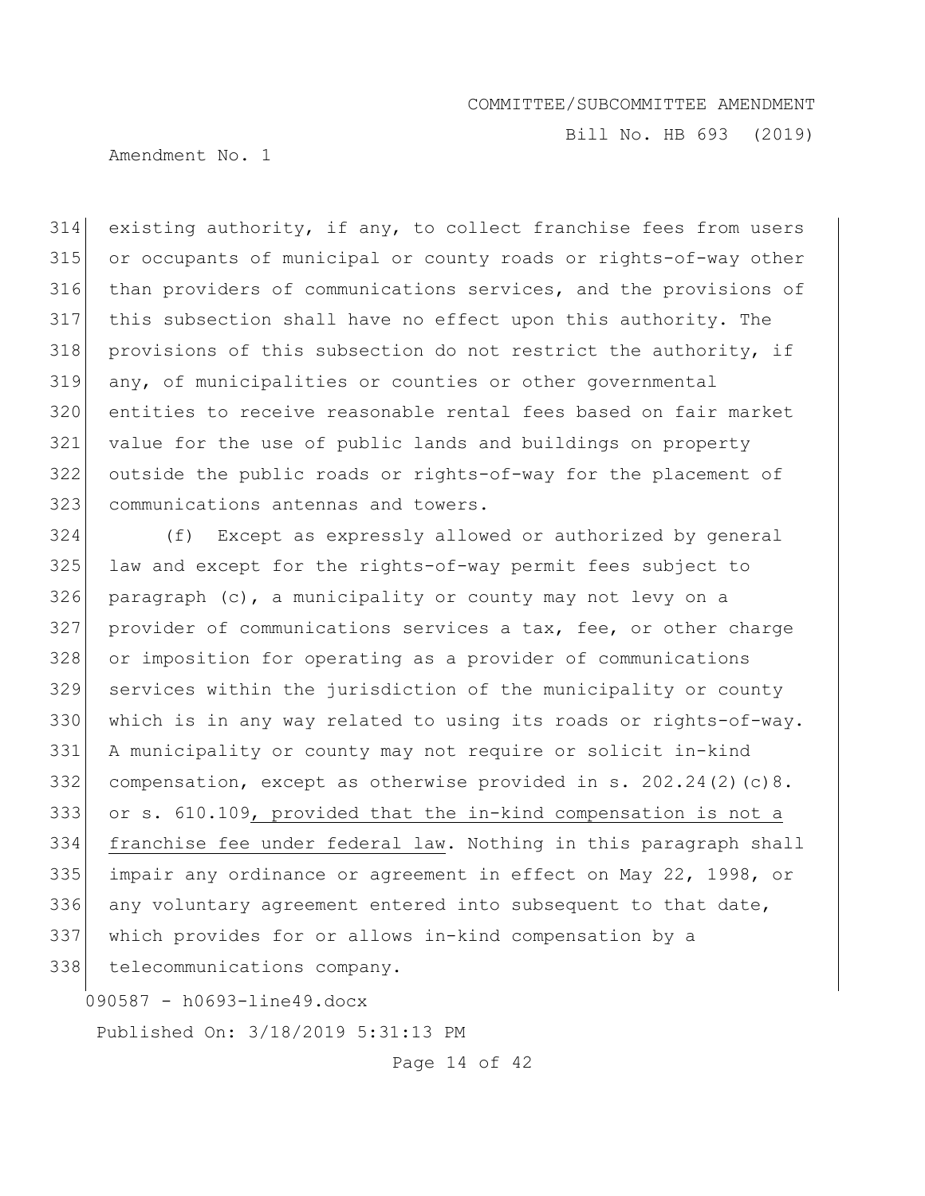existing authority, if any, to collect franchise fees from users or occupants of municipal or county roads or rights-of-way other than providers of communications services, and the provisions of this subsection shall have no effect upon this authority. The provisions of this subsection do not restrict the authority, if any, of municipalities or counties or other governmental entities to receive reasonable rental fees based on fair market value for the use of public lands and buildings on property outside the public roads or rights-of-way for the placement of communications antennas and towers.

(f) Except as expressly allowed or authorized by general law and except for the rights-of-way permit fees subject to paragraph (c), a municipality or county may not levy on a provider of communications services a tax, fee, or other charge or imposition for operating as a provider of communications services within the jurisdiction of the municipality or county which is in any way related to using its roads or rights-of-way. A municipality or county may not require or solicit in-kind compensation, except as otherwise provided in s. 202.24(2)(c)8. or s. 610.109, provided that the in-kind compensation is not a franchise fee under federal law. Nothing in this paragraph shall impair any ordinance or agreement in effect on May 22, 1998, or any voluntary agreement entered into subsequent to that date, which provides for or allows in-kind compensation by a telecommunications company.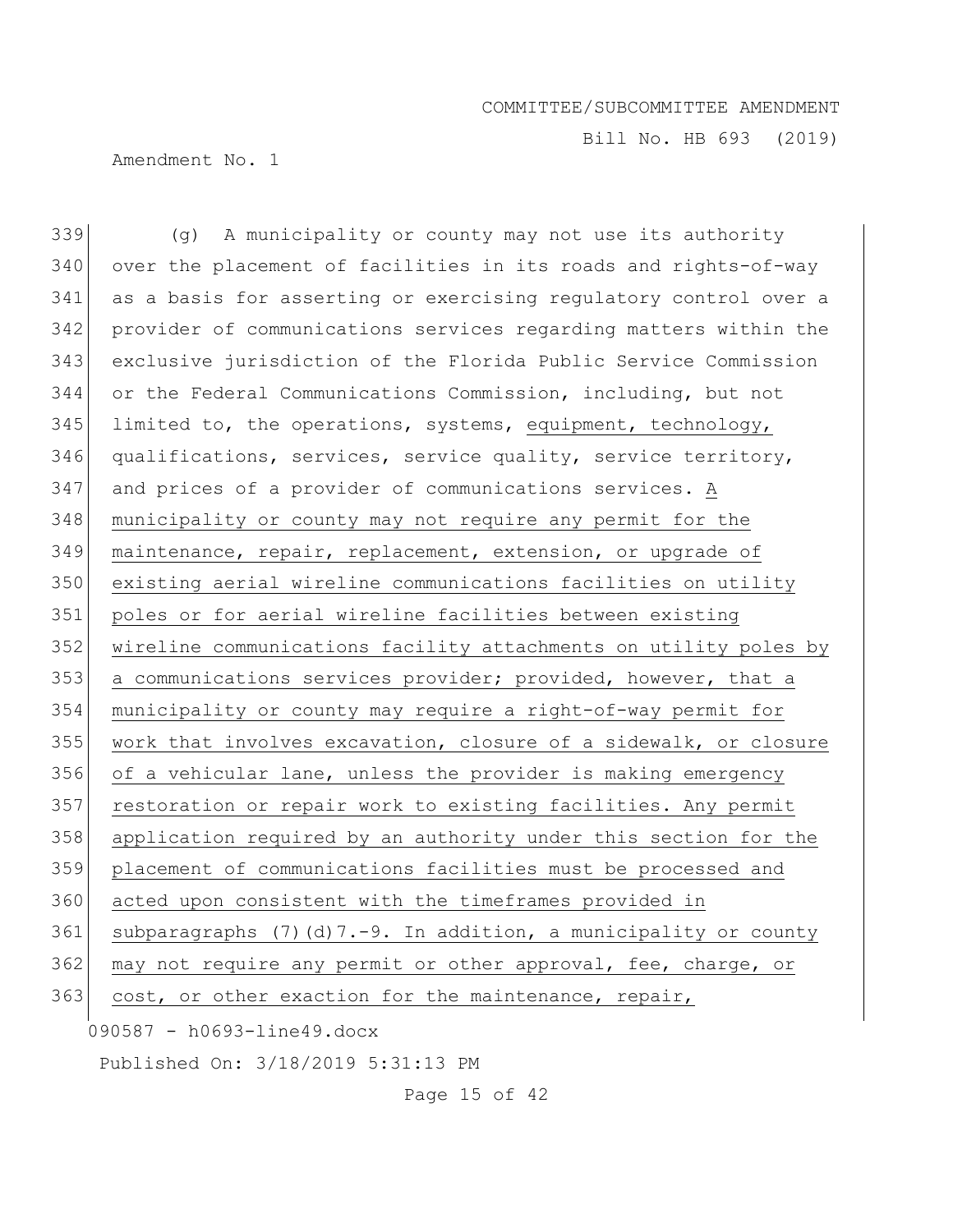(g) A municipality or county may not use its authority over the placement of facilities in its roads and rights-of-way as a basis for asserting or exercising regulatory control over a provider of communications services regarding matters within the exclusive jurisdiction of the Florida Public Service Commission or the Federal Communications Commission, including, but not limited to, the operations, systems, <u>equipment, technology,</u> qualifications, services, service quality, service territory, and prices of a provider of communications services. <u>A municipality or county may not require any permit for the maintenance, repair, replacement, extension, or upgrade of existing aerial wireline communications facilities on utility poles or for aerial wireline facilities between existing wireline communications facility attachments on utility poles by a communications services provider; provided, however, that a municipality or county may require a right-of-way permit for work that involves excavation, closure of a sidewalk, or closure of a vehicular lane, unless the provider is making emergency restoration or repair work to existing facilities. Any permit application required by an authority under this section for the placement of communications facilities must be processed and acted upon consistent with the timeframes provided in subparagraphs (7)(d)7.-9. In addition, a municipality or county may not require any permit or other approval, fee, charge, or cost, or other exaction for the maintenance, repair,</u>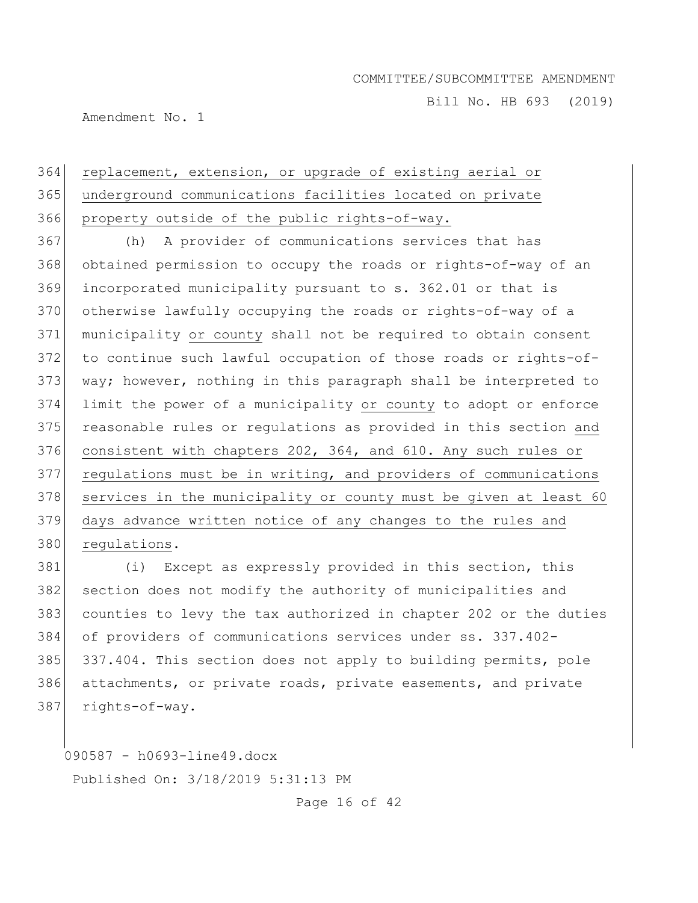replacement, extension, or upgrade of existing aerial or underground communications facilities located on private property outside of the public rights-of-way.

(h) A provider of communications services that has obtained permission to occupy the roads or rights-of-way of an incorporated municipality pursuant to s. 362.01 or that is otherwise lawfully occupying the roads or rights-of-way of a municipality or county shall not be required to obtain consent to continue such lawful occupation of those roads or rights-of-way; however, nothing in this paragraph shall be interpreted to limit the power of a municipality or county to adopt or enforce reasonable rules or regulations as provided in this section and consistent with chapters 202, 364, and 610. Any such rules or regulations must be in writing, and providers of communications services in the municipality or county must be given at least 60 days advance written notice of any changes to the rules and regulations.

(i) Except as expressly provided in this section, this section does not modify the authority of municipalities and counties to levy the tax authorized in chapter 202 or the duties of providers of communications services under ss. 337.402-337.404. This section does not apply to building permits, pole attachments, or private roads, private easements, and private rights-of-way.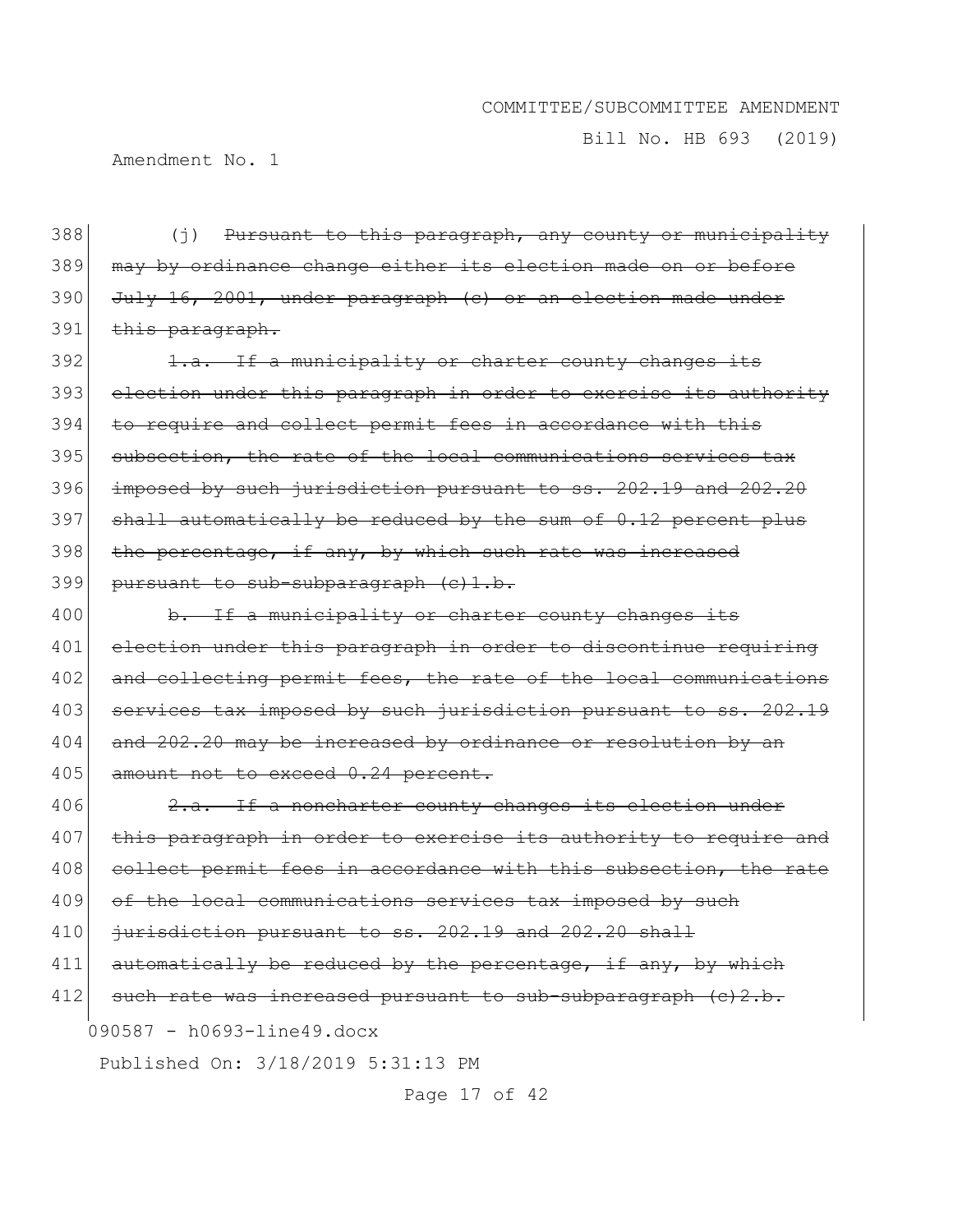(j) ~~Pursuant to this paragraph, any county or municipality may by ordinance change either its election made on or before July 16, 2001, under paragraph (c) or an election made under this paragraph.~~

~~1.a. If a municipality or charter county changes its election under this paragraph in order to exercise its authority to require and collect permit fees in accordance with this subsection, the rate of the local communications services tax imposed by such jurisdiction pursuant to ss. 202.19 and 202.20 shall automatically be reduced by the sum of 0.12 percent plus the percentage, if any, by which such rate was increased pursuant to sub-subparagraph (c)1.b.~~

~~b. If a municipality or charter county changes its election under this paragraph in order to discontinue requiring and collecting permit fees, the rate of the local communications services tax imposed by such jurisdiction pursuant to ss. 202.19 and 202.20 may be increased by ordinance or resolution by an amount not to exceed 0.24 percent.~~

~~2.a. If a noncharter county changes its election under this paragraph in order to exercise its authority to require and collect permit fees in accordance with this subsection, the rate of the local communications services tax imposed by such jurisdiction pursuant to ss. 202.19 and 202.20 shall automatically be reduced by the percentage, if any, by which such rate was increased pursuant to sub-subparagraph (c)2.b.~~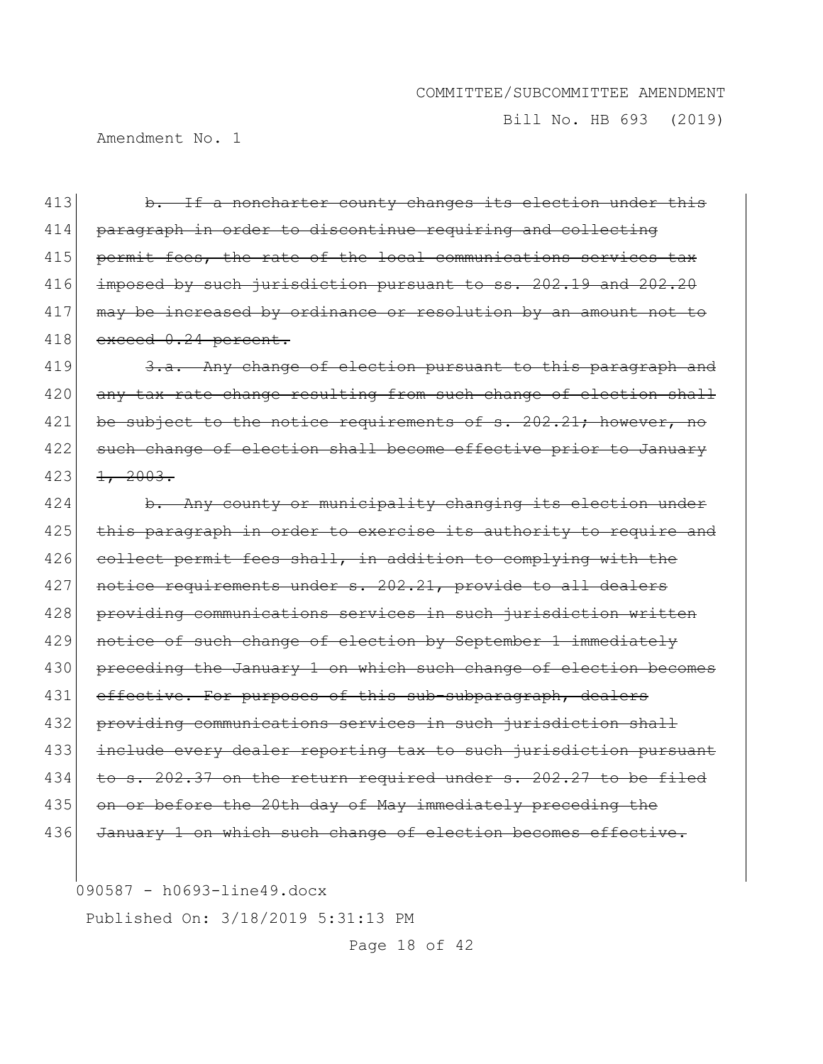413 ~~b. If a noncharter county changes its election under this~~
414 ~~paragraph in order to discontinue requiring and collecting~~
415 ~~permit fees, the rate of the local communications services tax~~
416 ~~imposed by such jurisdiction pursuant to ss. 202.19 and 202.20~~
417 ~~may be increased by ordinance or resolution by an amount not to~~
418 ~~exceed 0.24 percent.~~

419 ~~3.a. Any change of election pursuant to this paragraph and~~
420 ~~any tax rate change resulting from such change of election shall~~
421 ~~be subject to the notice requirements of s. 202.21; however, no~~
422 ~~such change of election shall become effective prior to January~~
423 ~~1, 2003.~~

424 ~~b. Any county or municipality changing its election under~~
425 ~~this paragraph in order to exercise its authority to require and~~
426 ~~collect permit fees shall, in addition to complying with the~~
427 ~~notice requirements under s. 202.21, provide to all dealers~~
428 ~~providing communications services in such jurisdiction written~~
429 ~~notice of such change of election by September 1 immediately~~
430 ~~preceding the January 1 on which such change of election becomes~~
431 ~~effective. For purposes of this sub-subparagraph, dealers~~
432 ~~providing communications services in such jurisdiction shall~~
433 ~~include every dealer reporting tax to such jurisdiction pursuant~~
434 ~~to s. 202.37 on the return required under s. 202.27 to be filed~~
435 ~~on or before the 20th day of May immediately preceding the~~
436 ~~January 1 on which such change of election becomes effective.~~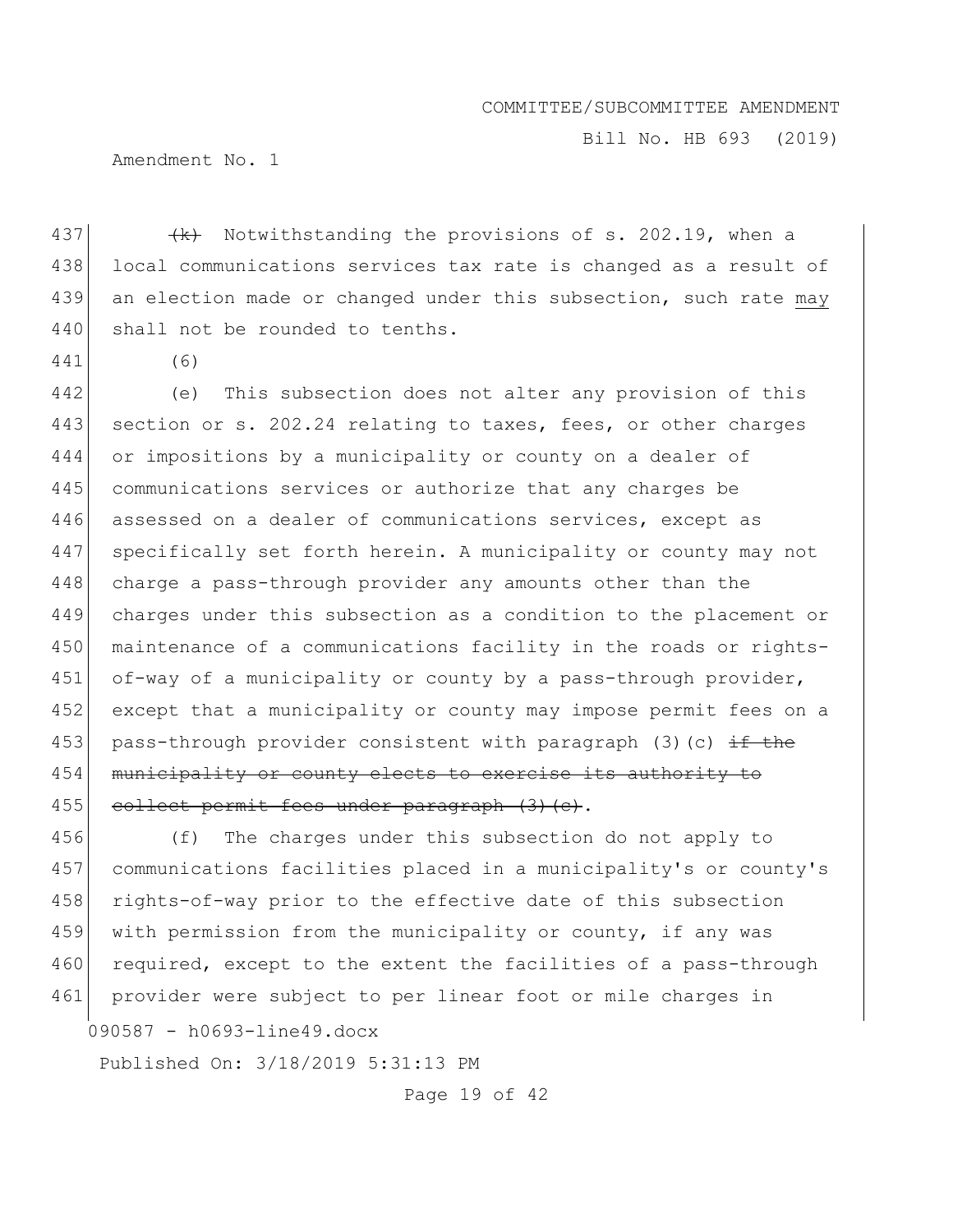~~(k)~~ Notwithstanding the provisions of s. 202.19, when a local communications services tax rate is changed as a result of an election made or changed under this subsection, such rate <u>may</u> shall not be rounded to tenths.

(6)

(e) This subsection does not alter any provision of this section or s. 202.24 relating to taxes, fees, or other charges or impositions by a municipality or county on a dealer of communications services or authorize that any charges be assessed on a dealer of communications services, except as specifically set forth herein. A municipality or county may not charge a pass-through provider any amounts other than the charges under this subsection as a condition to the placement or maintenance of a communications facility in the roads or rights-of-way of a municipality or county by a pass-through provider, except that a municipality or county may impose permit fees on a pass-through provider consistent with paragraph (3)(c) ~~if the municipality or county elects to exercise its authority to collect permit fees under paragraph (3)(c)~~.

(f) The charges under this subsection do not apply to communications facilities placed in a municipality's or county's rights-of-way prior to the effective date of this subsection with permission from the municipality or county, if any was required, except to the extent the facilities of a pass-through provider were subject to per linear foot or mile charges in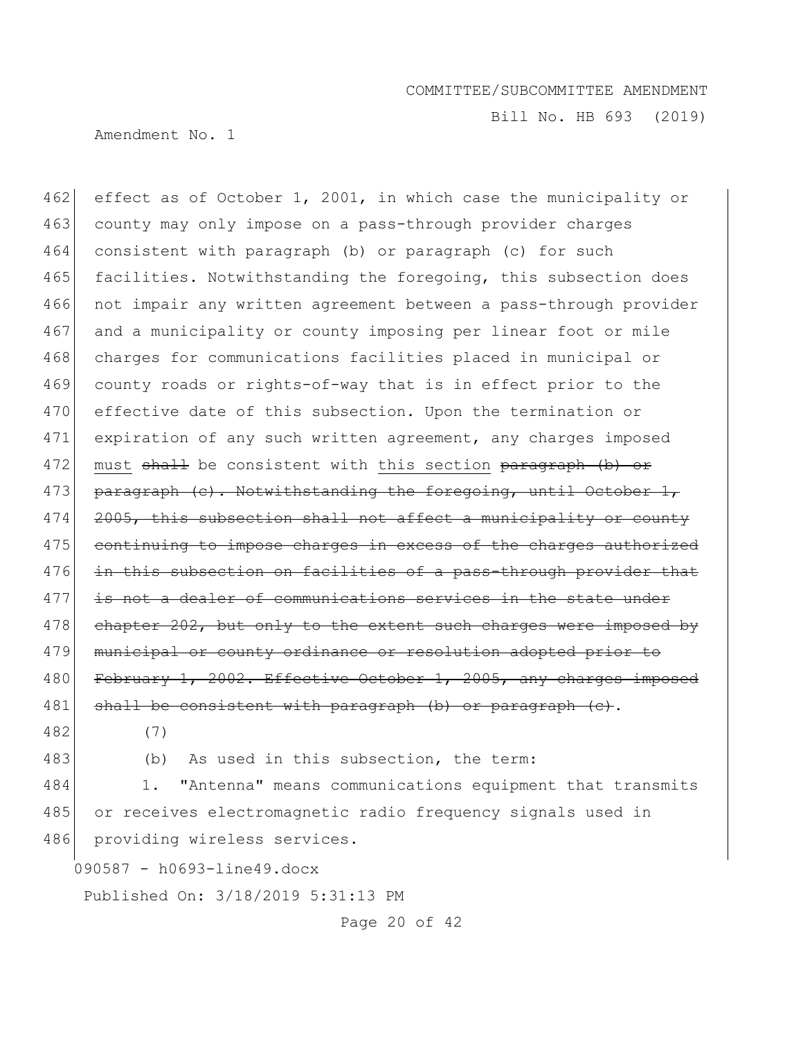effect as of October 1, 2001, in which case the municipality or county may only impose on a pass-through provider charges consistent with paragraph (b) or paragraph (c) for such facilities. Notwithstanding the foregoing, this subsection does not impair any written agreement between a pass-through provider and a municipality or county imposing per linear foot or mile charges for communications facilities placed in municipal or county roads or rights-of-way that is in effect prior to the effective date of this subsection. Upon the termination or expiration of any such written agreement, any charges imposed must ~~shall~~ be consistent with this section ~~paragraph (b) or paragraph (c). Notwithstanding the foregoing, until October 1, 2005, this subsection shall not affect a municipality or county continuing to impose charges in excess of the charges authorized in this subsection on facilities of a pass-through provider that is not a dealer of communications services in the state under chapter 202, but only to the extent such charges were imposed by municipal or county ordinance or resolution adopted prior to February 1, 2002. Effective October 1, 2005, any charges imposed shall be consistent with paragraph (b) or paragraph (c)~~.

(7)

(b) As used in this subsection, the term:

1. "Antenna" means communications equipment that transmits or receives electromagnetic radio frequency signals used in providing wireless services.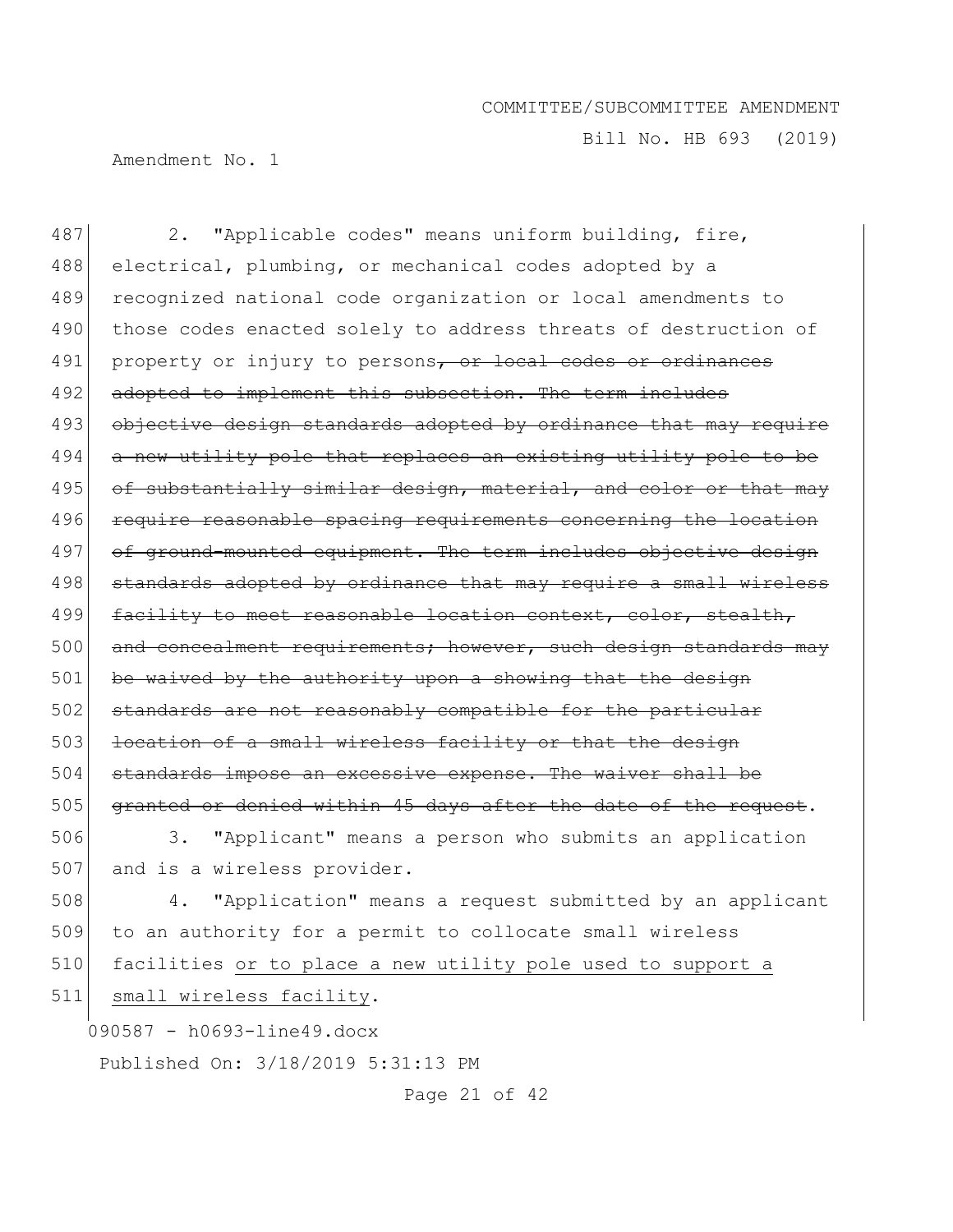2. "Applicable codes" means uniform building, fire, electrical, plumbing, or mechanical codes adopted by a recognized national code organization or local amendments to those codes enacted solely to address threats of destruction of property or injury to persons~~, or local codes or ordinances adopted to implement this subsection. The term includes objective design standards adopted by ordinance that may require a new utility pole that replaces an existing utility pole to be of substantially similar design, material, and color or that may require reasonable spacing requirements concerning the location of ground-mounted equipment. The term includes objective design standards adopted by ordinance that may require a small wireless facility to meet reasonable location context, color, stealth, and concealment requirements; however, such design standards may be waived by the authority upon a showing that the design standards are not reasonably compatible for the particular location of a small wireless facility or that the design standards impose an excessive expense. The waiver shall be granted or denied within 45 days after the date of the request~~.

3. "Applicant" means a person who submits an application and is a wireless provider.

4. "Application" means a request submitted by an applicant to an authority for a permit to collocate small wireless facilities <u>or to place a new utility pole used to support a small wireless facility</u>.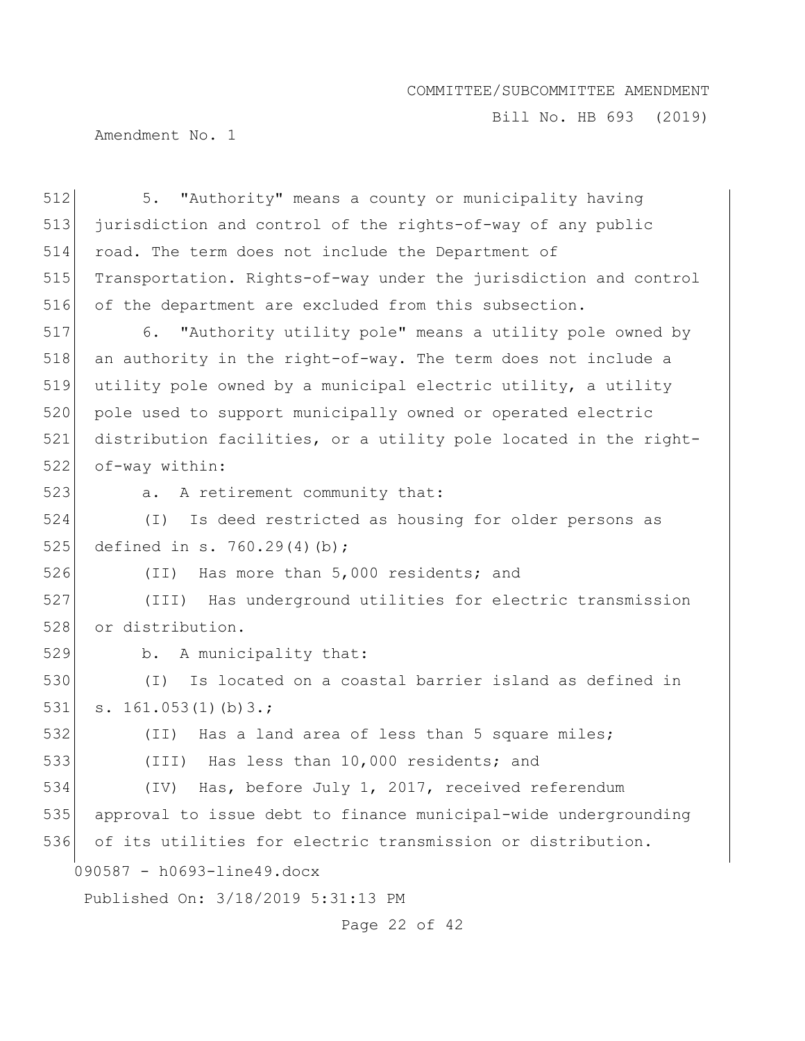5. "Authority" means a county or municipality having jurisdiction and control of the rights-of-way of any public road. The term does not include the Department of Transportation. Rights-of-way under the jurisdiction and control of the department are excluded from this subsection.

6. "Authority utility pole" means a utility pole owned by an authority in the right-of-way. The term does not include a utility pole owned by a municipal electric utility, a utility pole used to support municipally owned or operated electric distribution facilities, or a utility pole located in the right-of-way within:

a. A retirement community that:

(I) Is deed restricted as housing for older persons as defined in s. 760.29(4)(b);

(II) Has more than 5,000 residents; and

(III) Has underground utilities for electric transmission or distribution.

b. A municipality that:

(I) Is located on a coastal barrier island as defined in s. 161.053(1)(b)3.;

(II) Has a land area of less than 5 square miles;

(III) Has less than 10,000 residents; and

(IV) Has, before July 1, 2017, received referendum approval to issue debt to finance municipal-wide undergrounding of its utilities for electric transmission or distribution.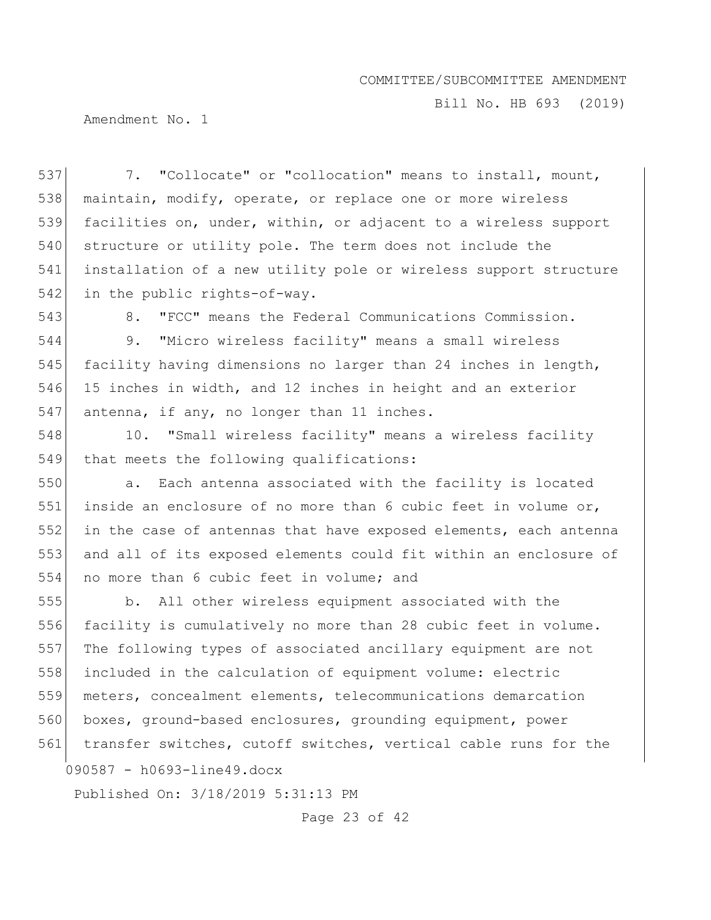7. "Collocate" or "collocation" means to install, mount, maintain, modify, operate, or replace one or more wireless facilities on, under, within, or adjacent to a wireless support structure or utility pole. The term does not include the installation of a new utility pole or wireless support structure in the public rights-of-way.

8. "FCC" means the Federal Communications Commission.

9. "Micro wireless facility" means a small wireless facility having dimensions no larger than 24 inches in length, 15 inches in width, and 12 inches in height and an exterior antenna, if any, no longer than 11 inches.

10. "Small wireless facility" means a wireless facility that meets the following qualifications:

a. Each antenna associated with the facility is located inside an enclosure of no more than 6 cubic feet in volume or, in the case of antennas that have exposed elements, each antenna and all of its exposed elements could fit within an enclosure of no more than 6 cubic feet in volume; and

b. All other wireless equipment associated with the facility is cumulatively no more than 28 cubic feet in volume. The following types of associated ancillary equipment are not included in the calculation of equipment volume: electric meters, concealment elements, telecommunications demarcation boxes, ground-based enclosures, grounding equipment, power transfer switches, cutoff switches, vertical cable runs for the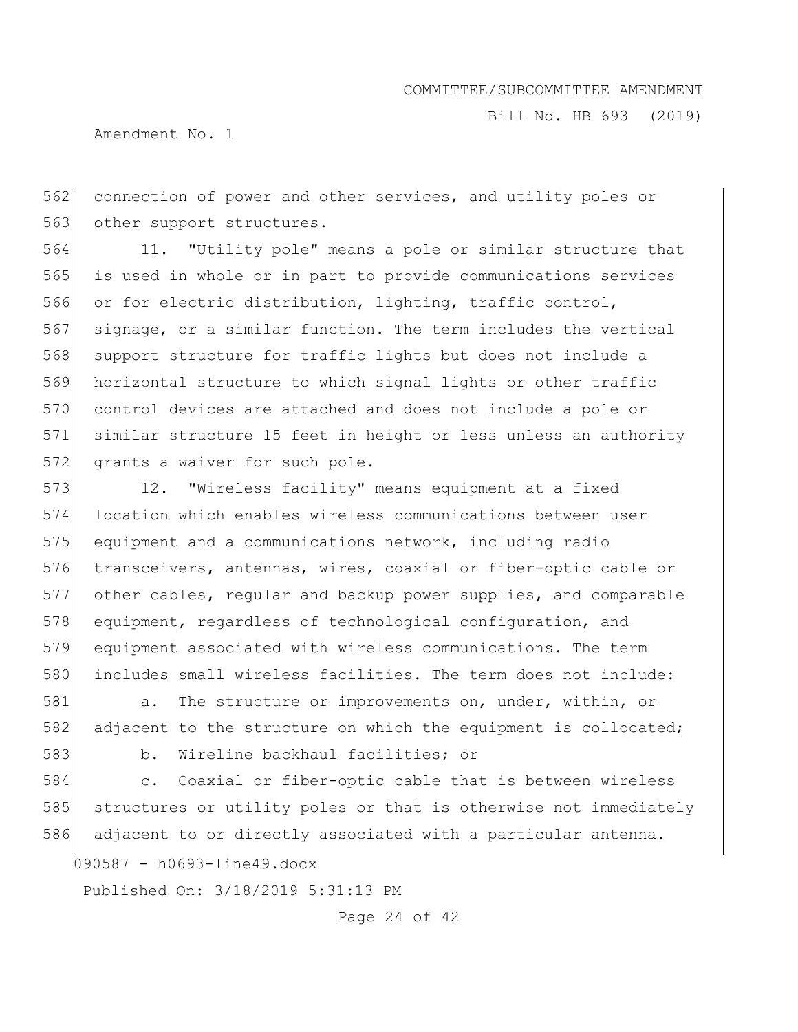connection of power and other services, and utility poles or other support structures.

11. "Utility pole" means a pole or similar structure that is used in whole or in part to provide communications services or for electric distribution, lighting, traffic control, signage, or a similar function. The term includes the vertical support structure for traffic lights but does not include a horizontal structure to which signal lights or other traffic control devices are attached and does not include a pole or similar structure 15 feet in height or less unless an authority grants a waiver for such pole.

12. "Wireless facility" means equipment at a fixed location which enables wireless communications between user equipment and a communications network, including radio transceivers, antennas, wires, coaxial or fiber-optic cable or other cables, regular and backup power supplies, and comparable equipment, regardless of technological configuration, and equipment associated with wireless communications. The term includes small wireless facilities. The term does not include:

a. The structure or improvements on, under, within, or adjacent to the structure on which the equipment is collocated;

b. Wireline backhaul facilities; or

c. Coaxial or fiber-optic cable that is between wireless structures or utility poles or that is otherwise not immediately adjacent to or directly associated with a particular antenna.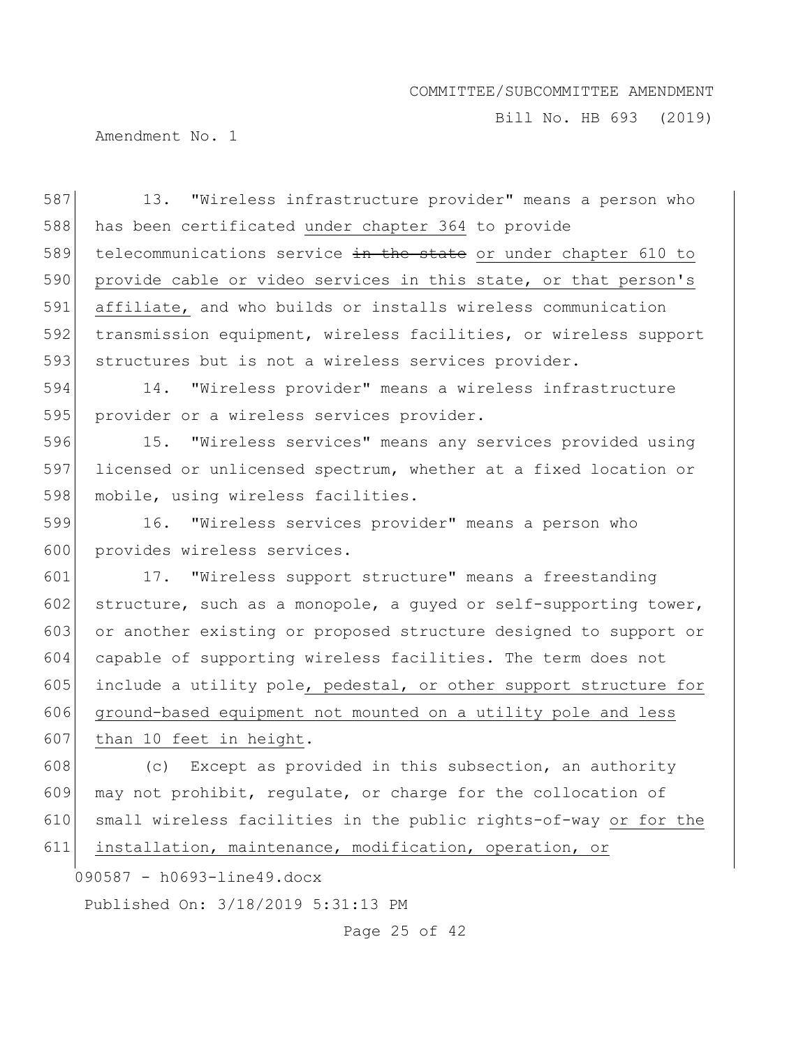13. "Wireless infrastructure provider" means a person who has been certificated under chapter 364 to provide telecommunications service ~~in the state~~ or under chapter 610 to provide cable or video services in this state, or that person's affiliate, and who builds or installs wireless communication transmission equipment, wireless facilities, or wireless support structures but is not a wireless services provider.

14. "Wireless provider" means a wireless infrastructure provider or a wireless services provider.

15. "Wireless services" means any services provided using licensed or unlicensed spectrum, whether at a fixed location or mobile, using wireless facilities.

16. "Wireless services provider" means a person who provides wireless services.

17. "Wireless support structure" means a freestanding structure, such as a monopole, a guyed or self-supporting tower, or another existing or proposed structure designed to support or capable of supporting wireless facilities. The term does not include a utility pole, pedestal, or other support structure for ground-based equipment not mounted on a utility pole and less than 10 feet in height.

(c) Except as provided in this subsection, an authority may not prohibit, regulate, or charge for the collocation of small wireless facilities in the public rights-of-way or for the installation, maintenance, modification, operation, or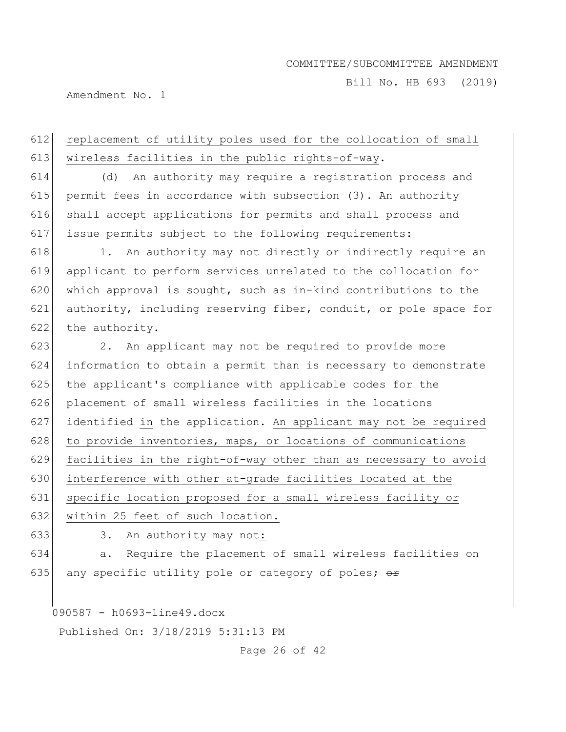replacement of utility poles used for the collocation of small wireless facilities in the public rights-of-way.

(d) An authority may require a registration process and permit fees in accordance with subsection (3). An authority shall accept applications for permits and shall process and issue permits subject to the following requirements:

1. An authority may not directly or indirectly require an applicant to perform services unrelated to the collocation for which approval is sought, such as in-kind contributions to the authority, including reserving fiber, conduit, or pole space for the authority.

2. An applicant may not be required to provide more information to obtain a permit than is necessary to demonstrate the applicant's compliance with applicable codes for the placement of small wireless facilities in the locations identified in the application. An applicant may not be required to provide inventories, maps, or locations of communications facilities in the right-of-way other than as necessary to avoid interference with other at-grade facilities located at the specific location proposed for a small wireless facility or within 25 feet of such location.

3. An authority may not:

a. Require the placement of small wireless facilities on any specific utility pole or category of poles; ~~or~~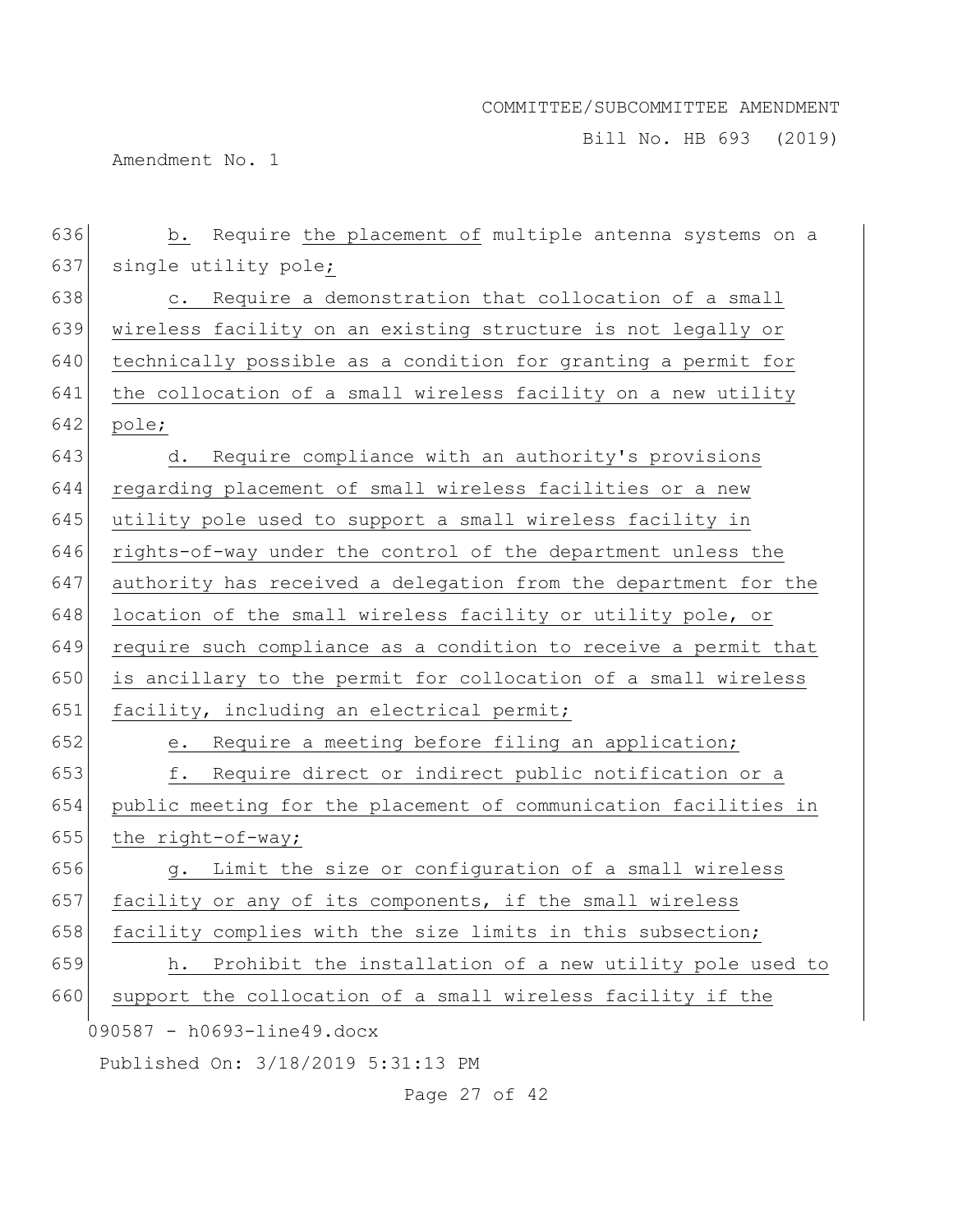b. Require the placement of multiple antenna systems on a single utility pole;

c. Require a demonstration that collocation of a small wireless facility on an existing structure is not legally or technically possible as a condition for granting a permit for the collocation of a small wireless facility on a new utility pole;

d. Require compliance with an authority's provisions regarding placement of small wireless facilities or a new utility pole used to support a small wireless facility in rights-of-way under the control of the department unless the authority has received a delegation from the department for the location of the small wireless facility or utility pole, or require such compliance as a condition to receive a permit that is ancillary to the permit for collocation of a small wireless facility, including an electrical permit;

e. Require a meeting before filing an application;

f. Require direct or indirect public notification or a public meeting for the placement of communication facilities in the right-of-way;

g. Limit the size or configuration of a small wireless facility or any of its components, if the small wireless facility complies with the size limits in this subsection;

h. Prohibit the installation of a new utility pole used to support the collocation of a small wireless facility if the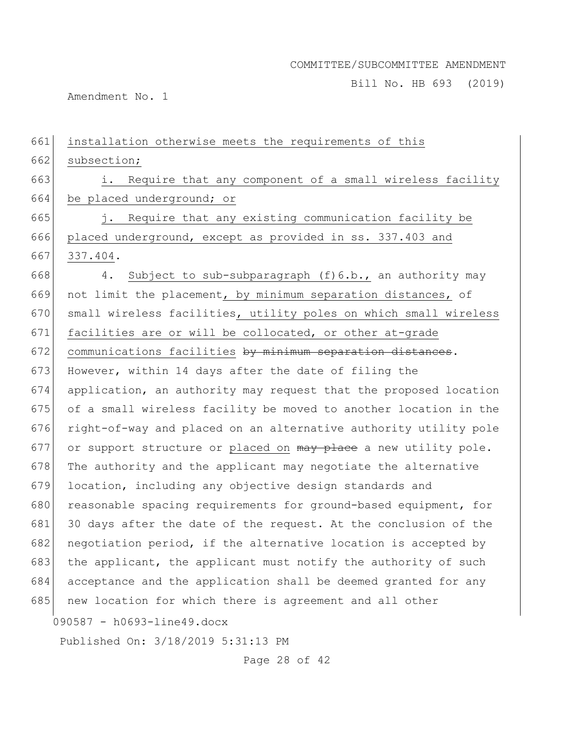installation otherwise meets the requirements of this subsection;

i. Require that any component of a small wireless facility be placed underground; or

j. Require that any existing communication facility be placed underground, except as provided in ss. 337.403 and 337.404.

4. Subject to sub-subparagraph (f)6.b., an authority may not limit the placement, by minimum separation distances, of small wireless facilities, utility poles on which small wireless facilities are or will be collocated, or other at-grade communications facilities ~~by minimum separation distances~~. However, within 14 days after the date of filing the application, an authority may request that the proposed location of a small wireless facility be moved to another location in the right-of-way and placed on an alternative authority utility pole or support structure or placed on ~~may place~~ a new utility pole. The authority and the applicant may negotiate the alternative location, including any objective design standards and reasonable spacing requirements for ground-based equipment, for 30 days after the date of the request. At the conclusion of the negotiation period, if the alternative location is accepted by the applicant, the applicant must notify the authority of such acceptance and the application shall be deemed granted for any new location for which there is agreement and all other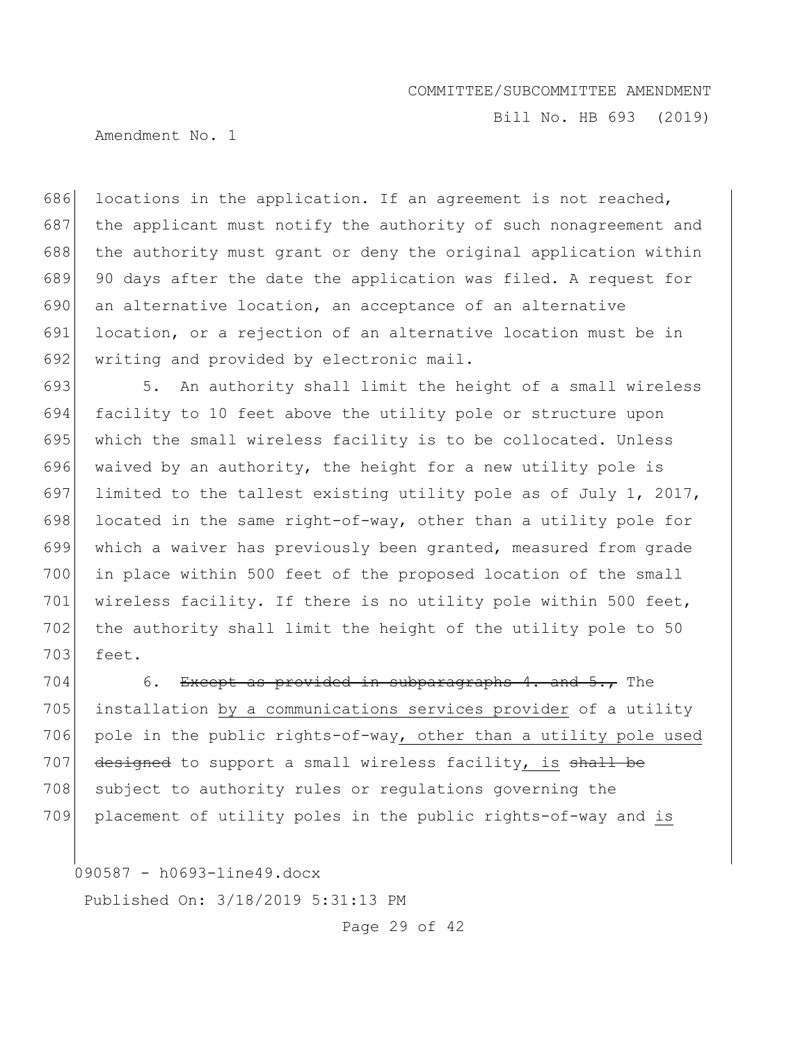locations in the application. If an agreement is not reached, the applicant must notify the authority of such nonagreement and the authority must grant or deny the original application within 90 days after the date the application was filed. A request for an alternative location, an acceptance of an alternative location, or a rejection of an alternative location must be in writing and provided by electronic mail.

5. An authority shall limit the height of a small wireless facility to 10 feet above the utility pole or structure upon which the small wireless facility is to be collocated. Unless waived by an authority, the height for a new utility pole is limited to the tallest existing utility pole as of July 1, 2017, located in the same right-of-way, other than a utility pole for which a waiver has previously been granted, measured from grade in place within 500 feet of the proposed location of the small wireless facility. If there is no utility pole within 500 feet, the authority shall limit the height of the utility pole to 50 feet.

6. ~~Except as provided in subparagraphs 4. and 5.,~~ The installation by a communications services provider of a utility pole in the public rights-of-way, other than a utility pole used ~~designed~~ to support a small wireless facility, is ~~shall be~~ subject to authority rules or regulations governing the placement of utility poles in the public rights-of-way and is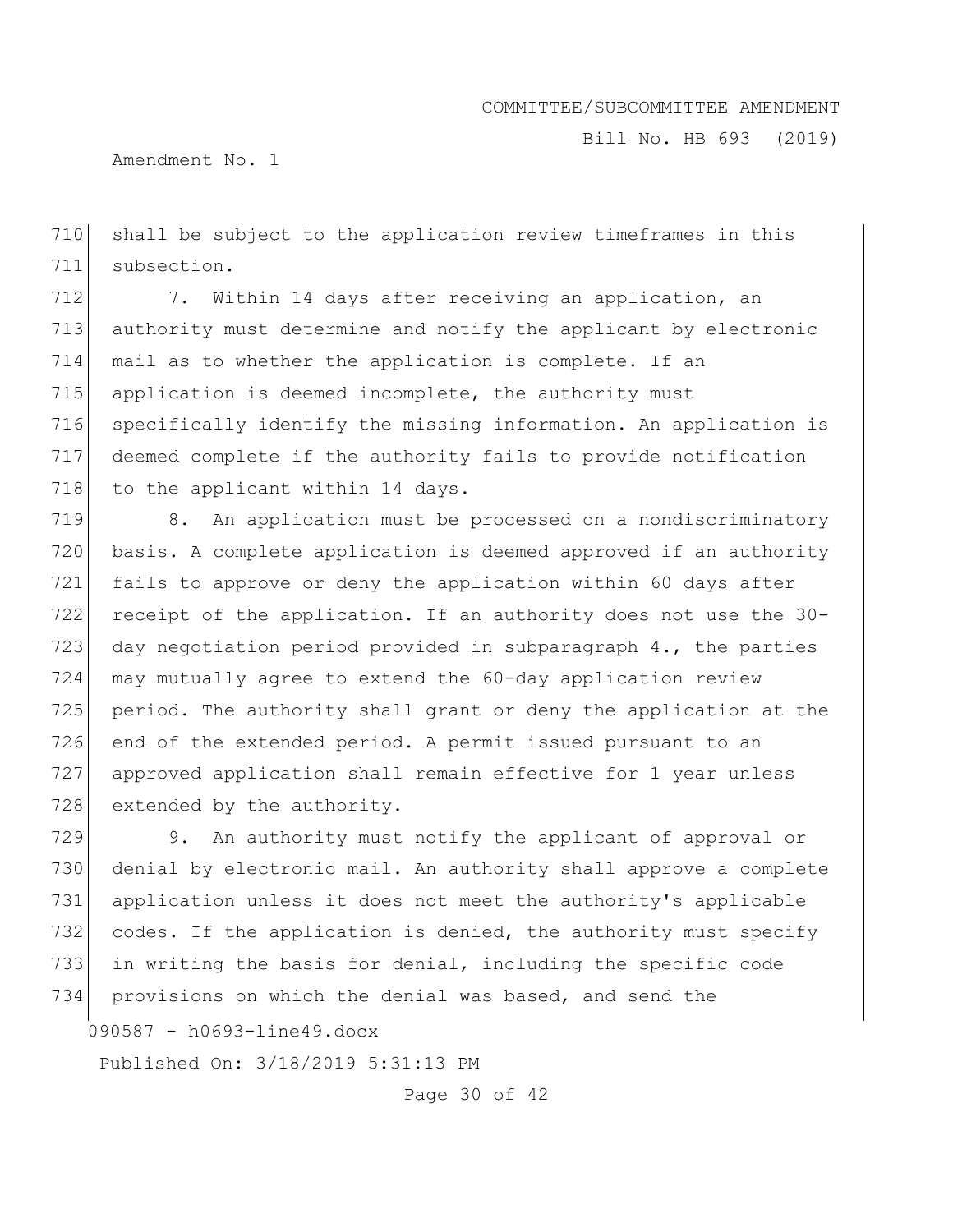shall be subject to the application review timeframes in this subsection.

7. Within 14 days after receiving an application, an authority must determine and notify the applicant by electronic mail as to whether the application is complete. If an application is deemed incomplete, the authority must specifically identify the missing information. An application is deemed complete if the authority fails to provide notification to the applicant within 14 days.

8. An application must be processed on a nondiscriminatory basis. A complete application is deemed approved if an authority fails to approve or deny the application within 60 days after receipt of the application. If an authority does not use the 30-day negotiation period provided in subparagraph 4., the parties may mutually agree to extend the 60-day application review period. The authority shall grant or deny the application at the end of the extended period. A permit issued pursuant to an approved application shall remain effective for 1 year unless extended by the authority.

9. An authority must notify the applicant of approval or denial by electronic mail. An authority shall approve a complete application unless it does not meet the authority's applicable codes. If the application is denied, the authority must specify in writing the basis for denial, including the specific code provisions on which the denial was based, and send the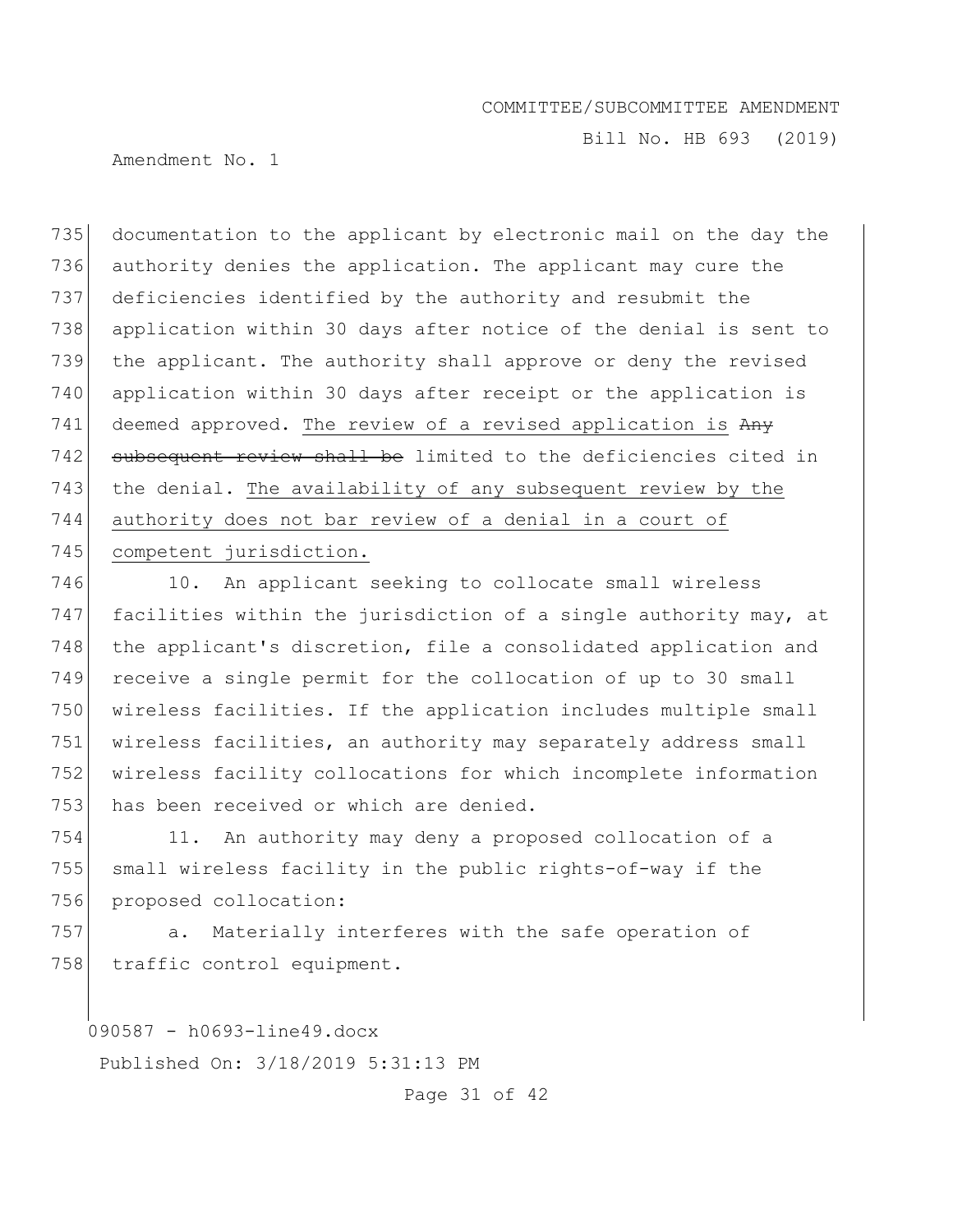documentation to the applicant by electronic mail on the day the authority denies the application. The applicant may cure the deficiencies identified by the authority and resubmit the application within 30 days after notice of the denial is sent to the applicant. The authority shall approve or deny the revised application within 30 days after receipt or the application is deemed approved. <u>The review of a revised application is</u> ~~Any subsequent review shall be~~ limited to the deficiencies cited in the denial. <u>The availability of any subsequent review by the authority does not bar review of a denial in a court of competent jurisdiction.</u>

10. An applicant seeking to collocate small wireless facilities within the jurisdiction of a single authority may, at the applicant's discretion, file a consolidated application and receive a single permit for the collocation of up to 30 small wireless facilities. If the application includes multiple small wireless facilities, an authority may separately address small wireless facility collocations for which incomplete information has been received or which are denied.

11. An authority may deny a proposed collocation of a small wireless facility in the public rights-of-way if the proposed collocation:

a. Materially interferes with the safe operation of traffic control equipment.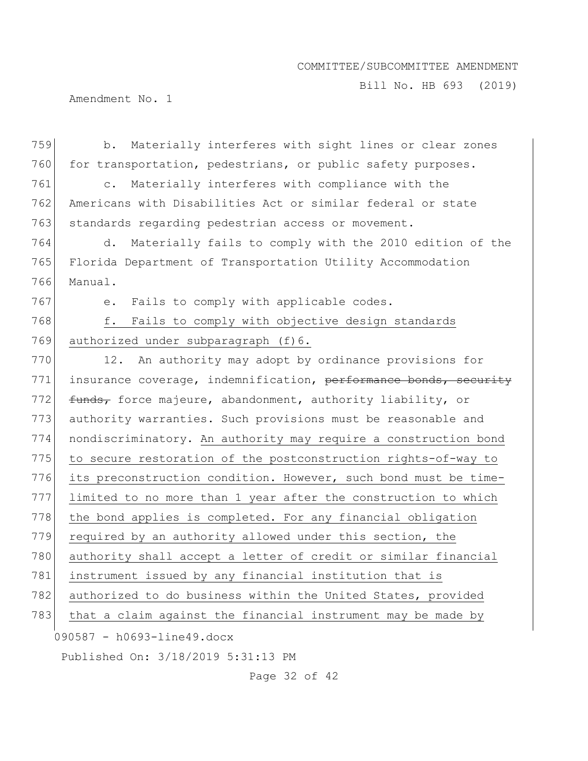b. Materially interferes with sight lines or clear zones for transportation, pedestrians, or public safety purposes.

c. Materially interferes with compliance with the Americans with Disabilities Act or similar federal or state standards regarding pedestrian access or movement.

d. Materially fails to comply with the 2010 edition of the Florida Department of Transportation Utility Accommodation Manual.

e. Fails to comply with applicable codes.

<u>f. Fails to comply with objective design standards authorized under subparagraph (f)6.</u>

12. An authority may adopt by ordinance provisions for insurance coverage, indemnification, ~~performance bonds, security funds,~~ force majeure, abandonment, authority liability, or authority warranties. Such provisions must be reasonable and nondiscriminatory. <u>An authority may require a construction bond to secure restoration of the postconstruction rights-of-way to its preconstruction condition. However, such bond must be time-limited to no more than 1 year after the construction to which the bond applies is completed. For any financial obligation required by an authority allowed under this section, the authority shall accept a letter of credit or similar financial instrument issued by any financial institution that is authorized to do business within the United States, provided that a claim against the financial instrument may be made by</u>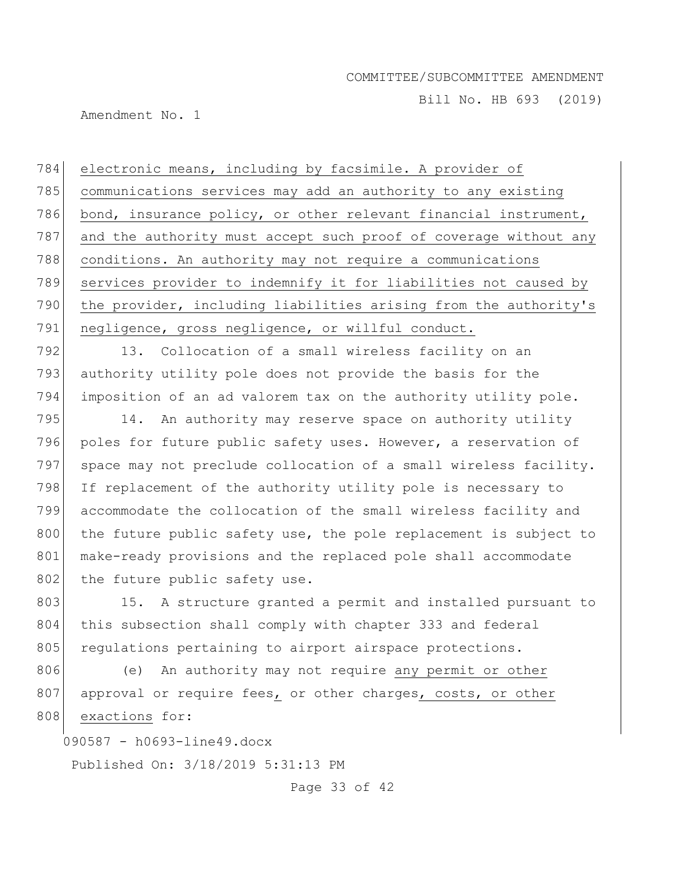electronic means, including by facsimile. A provider of communications services may add an authority to any existing bond, insurance policy, or other relevant financial instrument, and the authority must accept such proof of coverage without any conditions. An authority may not require a communications services provider to indemnify it for liabilities not caused by the provider, including liabilities arising from the authority's negligence, gross negligence, or willful conduct.

13. Collocation of a small wireless facility on an authority utility pole does not provide the basis for the imposition of an ad valorem tax on the authority utility pole.

14. An authority may reserve space on authority utility poles for future public safety uses. However, a reservation of space may not preclude collocation of a small wireless facility. If replacement of the authority utility pole is necessary to accommodate the collocation of the small wireless facility and the future public safety use, the pole replacement is subject to make-ready provisions and the replaced pole shall accommodate the future public safety use.

15. A structure granted a permit and installed pursuant to this subsection shall comply with chapter 333 and federal regulations pertaining to airport airspace protections.

(e) An authority may not require any permit or other approval or require fees, or other charges, costs, or other exactions for: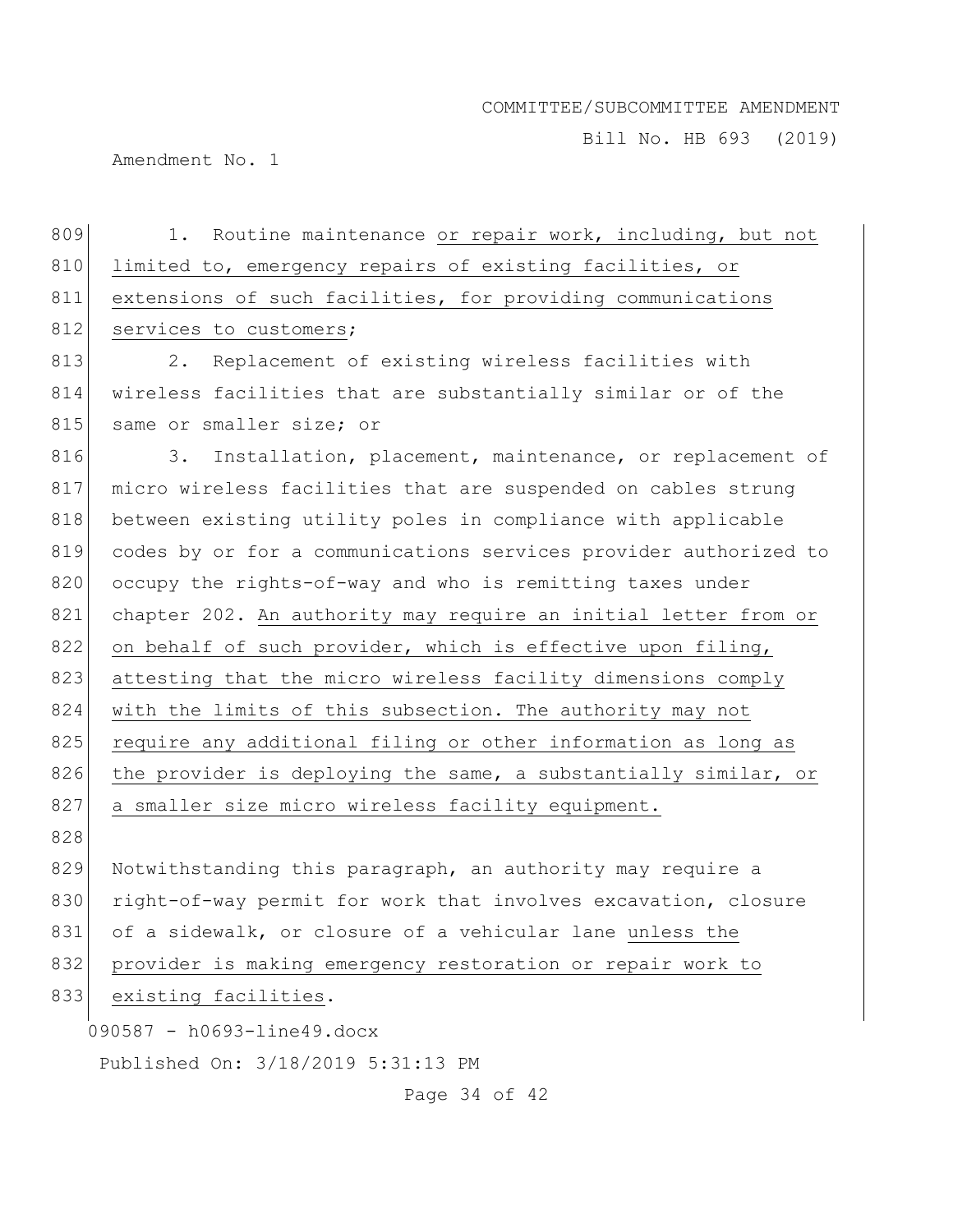1. Routine maintenance or repair work, including, but not limited to, emergency repairs of existing facilities, or extensions of such facilities, for providing communications services to customers;

2. Replacement of existing wireless facilities with wireless facilities that are substantially similar or of the same or smaller size; or

3. Installation, placement, maintenance, or replacement of micro wireless facilities that are suspended on cables strung between existing utility poles in compliance with applicable codes by or for a communications services provider authorized to occupy the rights-of-way and who is remitting taxes under chapter 202. An authority may require an initial letter from or on behalf of such provider, which is effective upon filing, attesting that the micro wireless facility dimensions comply with the limits of this subsection. The authority may not require any additional filing or other information as long as the provider is deploying the same, a substantially similar, or a smaller size micro wireless facility equipment.

Notwithstanding this paragraph, an authority may require a right-of-way permit for work that involves excavation, closure of a sidewalk, or closure of a vehicular lane unless the provider is making emergency restoration or repair work to existing facilities.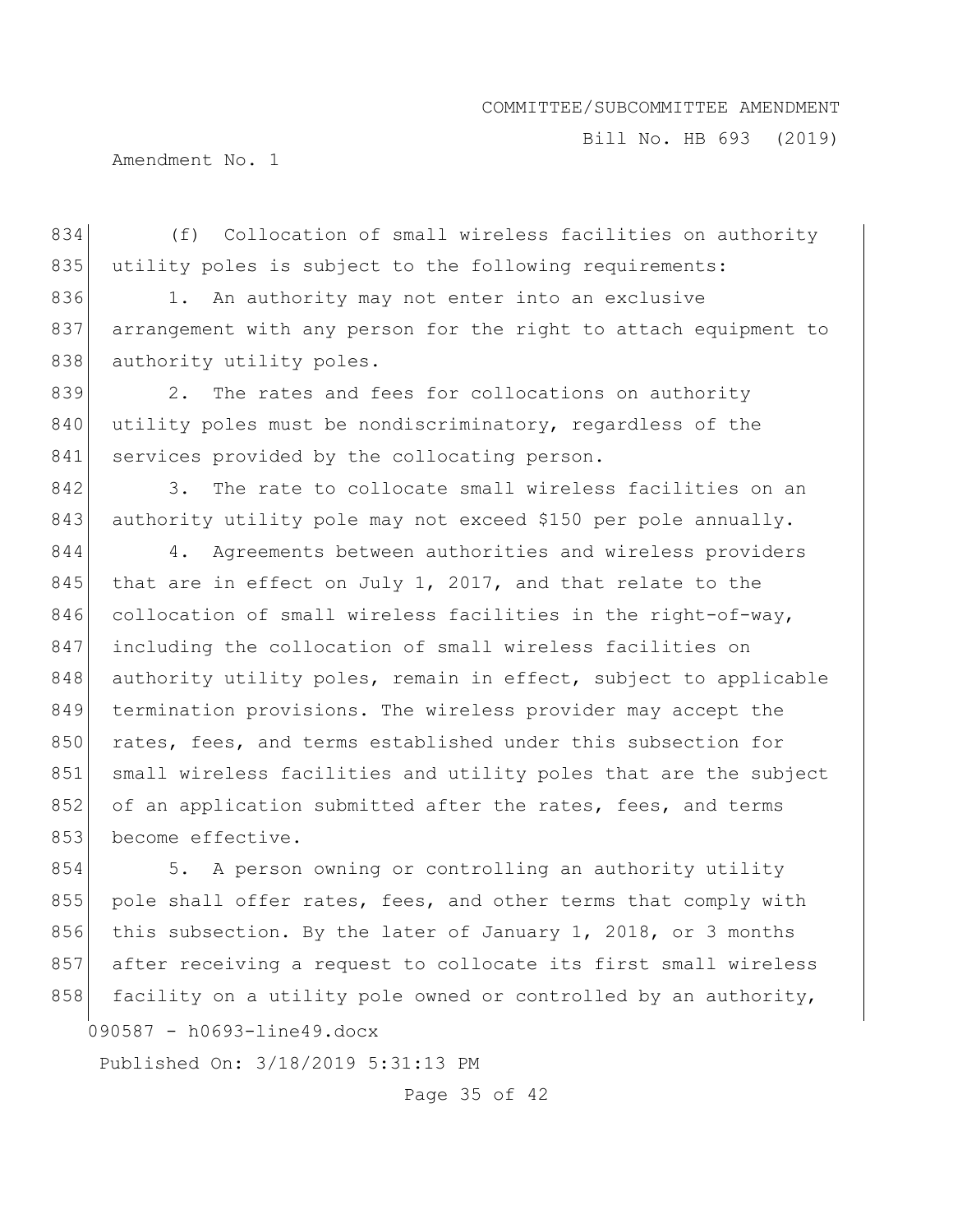(f) Collocation of small wireless facilities on authority utility poles is subject to the following requirements:

1. An authority may not enter into an exclusive arrangement with any person for the right to attach equipment to authority utility poles.

2. The rates and fees for collocations on authority utility poles must be nondiscriminatory, regardless of the services provided by the collocating person.

3. The rate to collocate small wireless facilities on an authority utility pole may not exceed $150 per pole annually.

4. Agreements between authorities and wireless providers that are in effect on July 1, 2017, and that relate to the collocation of small wireless facilities in the right-of-way, including the collocation of small wireless facilities on authority utility poles, remain in effect, subject to applicable termination provisions. The wireless provider may accept the rates, fees, and terms established under this subsection for small wireless facilities and utility poles that are the subject of an application submitted after the rates, fees, and terms become effective.

5. A person owning or controlling an authority utility pole shall offer rates, fees, and other terms that comply with this subsection. By the later of January 1, 2018, or 3 months after receiving a request to collocate its first small wireless facility on a utility pole owned or controlled by an authority,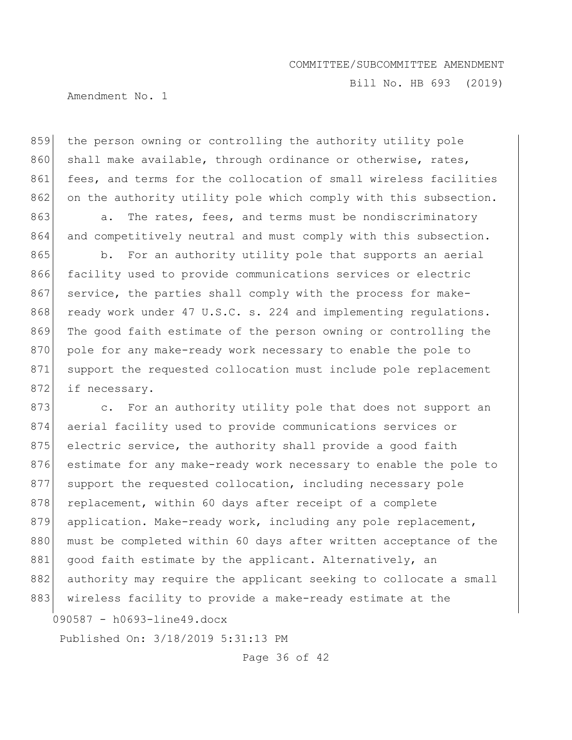the person owning or controlling the authority utility pole shall make available, through ordinance or otherwise, rates, fees, and terms for the collocation of small wireless facilities on the authority utility pole which comply with this subsection.

a. The rates, fees, and terms must be nondiscriminatory and competitively neutral and must comply with this subsection.

b. For an authority utility pole that supports an aerial facility used to provide communications services or electric service, the parties shall comply with the process for make-ready work under 47 U.S.C. s. 224 and implementing regulations. The good faith estimate of the person owning or controlling the pole for any make-ready work necessary to enable the pole to support the requested collocation must include pole replacement if necessary.

c. For an authority utility pole that does not support an aerial facility used to provide communications services or electric service, the authority shall provide a good faith estimate for any make-ready work necessary to enable the pole to support the requested collocation, including necessary pole replacement, within 60 days after receipt of a complete application. Make-ready work, including any pole replacement, must be completed within 60 days after written acceptance of the good faith estimate by the applicant. Alternatively, an authority may require the applicant seeking to collocate a small wireless facility to provide a make-ready estimate at the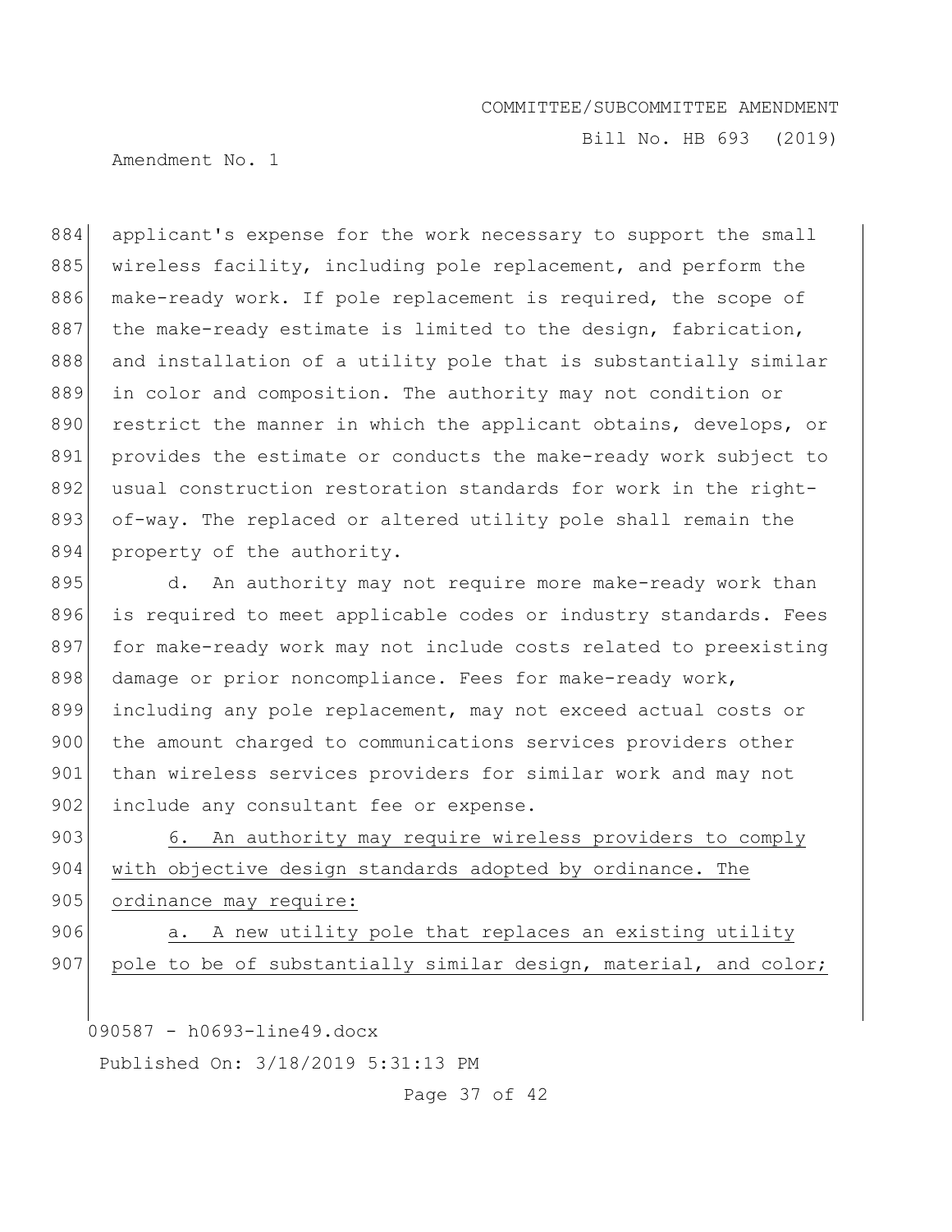applicant's expense for the work necessary to support the small wireless facility, including pole replacement, and perform the make-ready work. If pole replacement is required, the scope of the make-ready estimate is limited to the design, fabrication, and installation of a utility pole that is substantially similar in color and composition. The authority may not condition or restrict the manner in which the applicant obtains, develops, or provides the estimate or conducts the make-ready work subject to usual construction restoration standards for work in the right-of-way. The replaced or altered utility pole shall remain the property of the authority.

d. An authority may not require more make-ready work than is required to meet applicable codes or industry standards. Fees for make-ready work may not include costs related to preexisting damage or prior noncompliance. Fees for make-ready work, including any pole replacement, may not exceed actual costs or the amount charged to communications services providers other than wireless services providers for similar work and may not include any consultant fee or expense.

6. An authority may require wireless providers to comply with objective design standards adopted by ordinance. The ordinance may require:

a. A new utility pole that replaces an existing utility pole to be of substantially similar design, material, and color;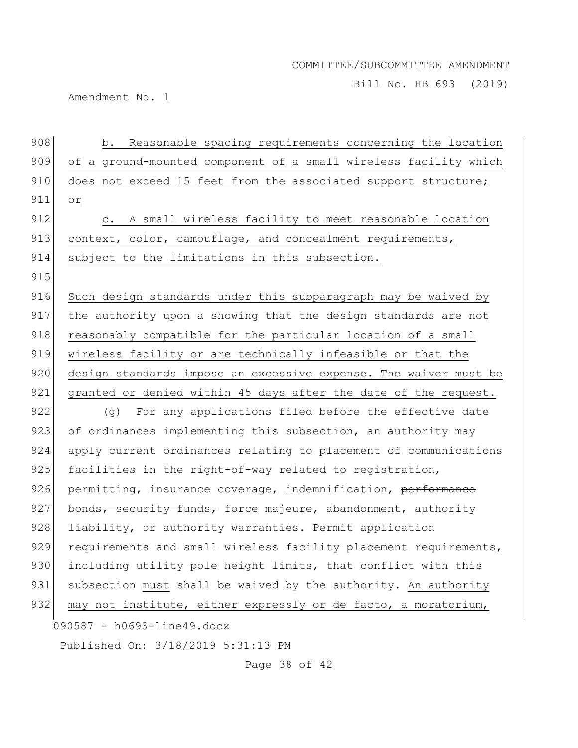b. Reasonable spacing requirements concerning the location of a ground-mounted component of a small wireless facility which does not exceed 15 feet from the associated support structure; or

c. A small wireless facility to meet reasonable location context, color, camouflage, and concealment requirements, subject to the limitations in this subsection.

Such design standards under this subparagraph may be waived by the authority upon a showing that the design standards are not reasonably compatible for the particular location of a small wireless facility or are technically infeasible or that the design standards impose an excessive expense. The waiver must be granted or denied within 45 days after the date of the request.

(g) For any applications filed before the effective date of ordinances implementing this subsection, an authority may apply current ordinances relating to placement of communications facilities in the right-of-way related to registration, permitting, insurance coverage, indemnification, ~~performance bonds, security funds,~~ force majeure, abandonment, authority liability, or authority warranties. Permit application requirements and small wireless facility placement requirements, including utility pole height limits, that conflict with this subsection must ~~shall~~ be waived by the authority. An authority may not institute, either expressly or de facto, a moratorium,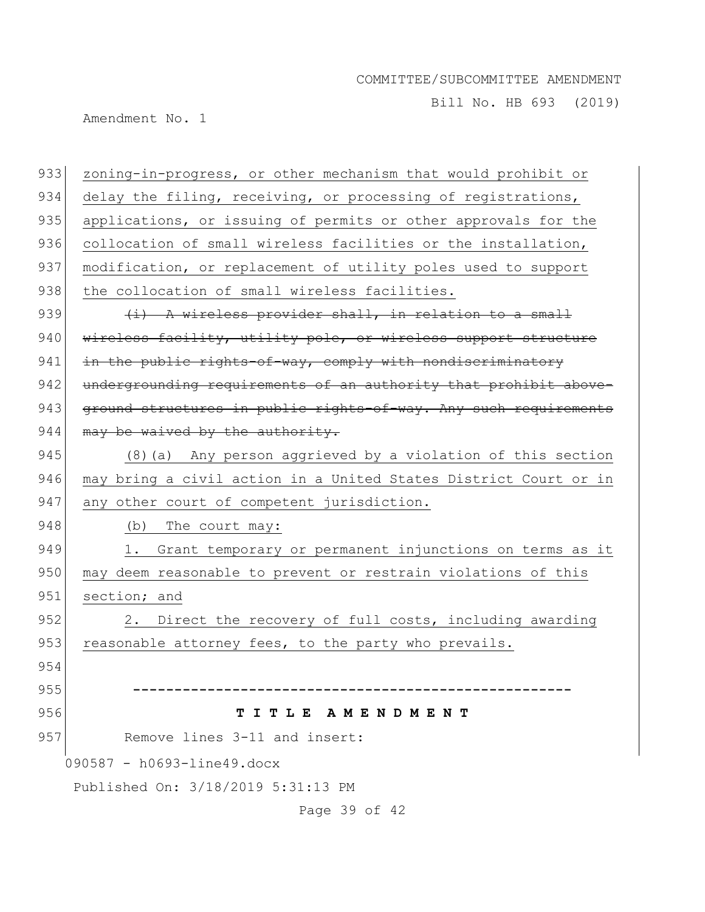zoning-in-progress, or other mechanism that would prohibit or delay the filing, receiving, or processing of registrations, applications, or issuing of permits or other approvals for the collocation of small wireless facilities or the installation, modification, or replacement of utility poles used to support the collocation of small wireless facilities.

~~(i) A wireless provider shall, in relation to a small wireless facility, utility pole, or wireless support structure in the public rights-of-way, comply with nondiscriminatory undergrounding requirements of an authority that prohibit above-ground structures in public rights-of-way. Any such requirements may be waived by the authority.~~

(8)(a) Any person aggrieved by a violation of this section may bring a civil action in a United States District Court or in any other court of competent jurisdiction.

(b) The court may:

1. Grant temporary or permanent injunctions on terms as it may deem reasonable to prevent or restrain violations of this section; and

2. Direct the recovery of full costs, including awarding reasonable attorney fees, to the party who prevails.

-----------------------------------------------------

**T I T L E  A M E N D M E N T**

Remove lines 3-11 and insert: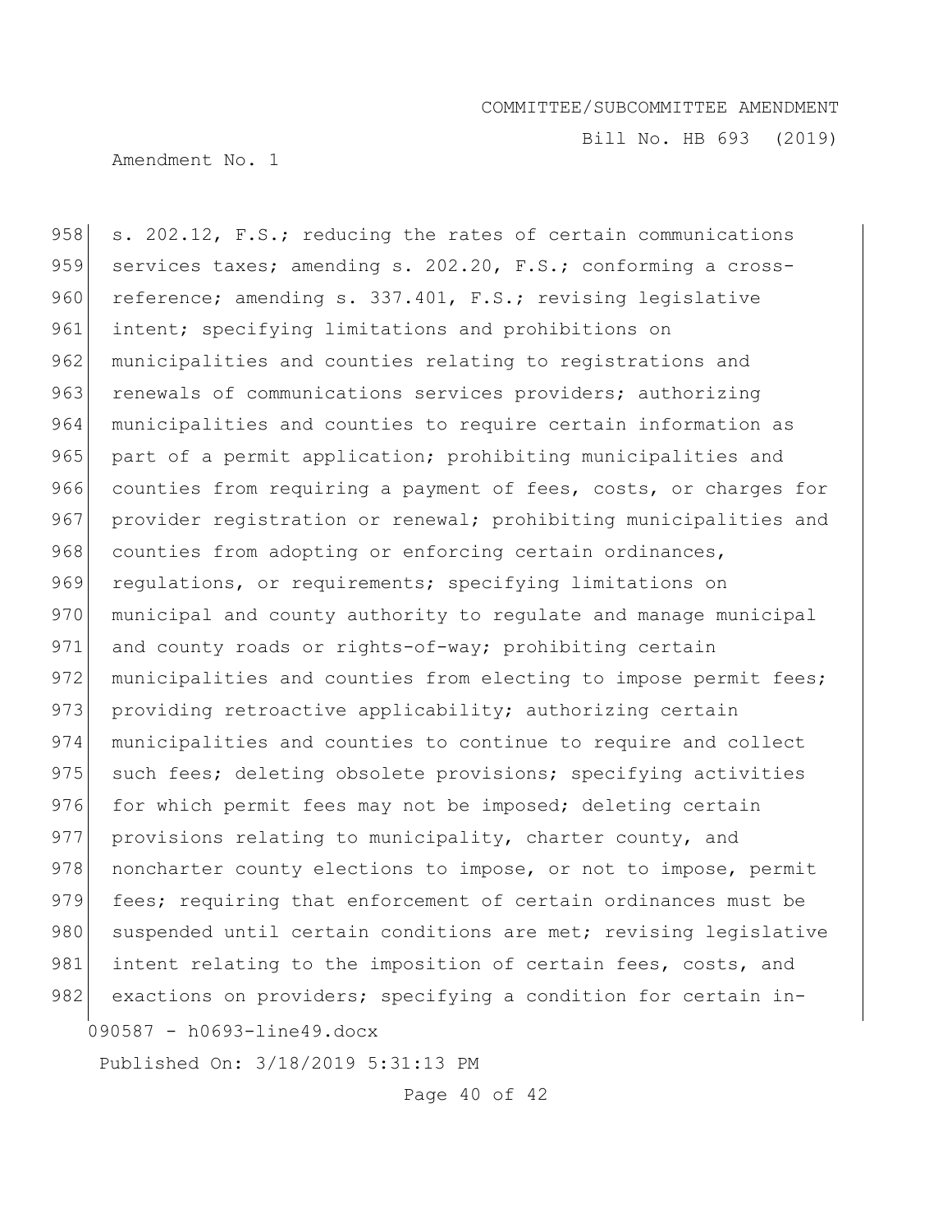958 s. 202.12, F.S.; reducing the rates of certain communications
959 services taxes; amending s. 202.20, F.S.; conforming a cross-
960 reference; amending s. 337.401, F.S.; revising legislative
961 intent; specifying limitations and prohibitions on
962 municipalities and counties relating to registrations and
963 renewals of communications services providers; authorizing
964 municipalities and counties to require certain information as
965 part of a permit application; prohibiting municipalities and
966 counties from requiring a payment of fees, costs, or charges for
967 provider registration or renewal; prohibiting municipalities and
968 counties from adopting or enforcing certain ordinances,
969 regulations, or requirements; specifying limitations on
970 municipal and county authority to regulate and manage municipal
971 and county roads or rights-of-way; prohibiting certain
972 municipalities and counties from electing to impose permit fees;
973 providing retroactive applicability; authorizing certain
974 municipalities and counties to continue to require and collect
975 such fees; deleting obsolete provisions; specifying activities
976 for which permit fees may not be imposed; deleting certain
977 provisions relating to municipality, charter county, and
978 noncharter county elections to impose, or not to impose, permit
979 fees; requiring that enforcement of certain ordinances must be
980 suspended until certain conditions are met; revising legislative
981 intent relating to the imposition of certain fees, costs, and
982 exactions on providers; specifying a condition for certain in-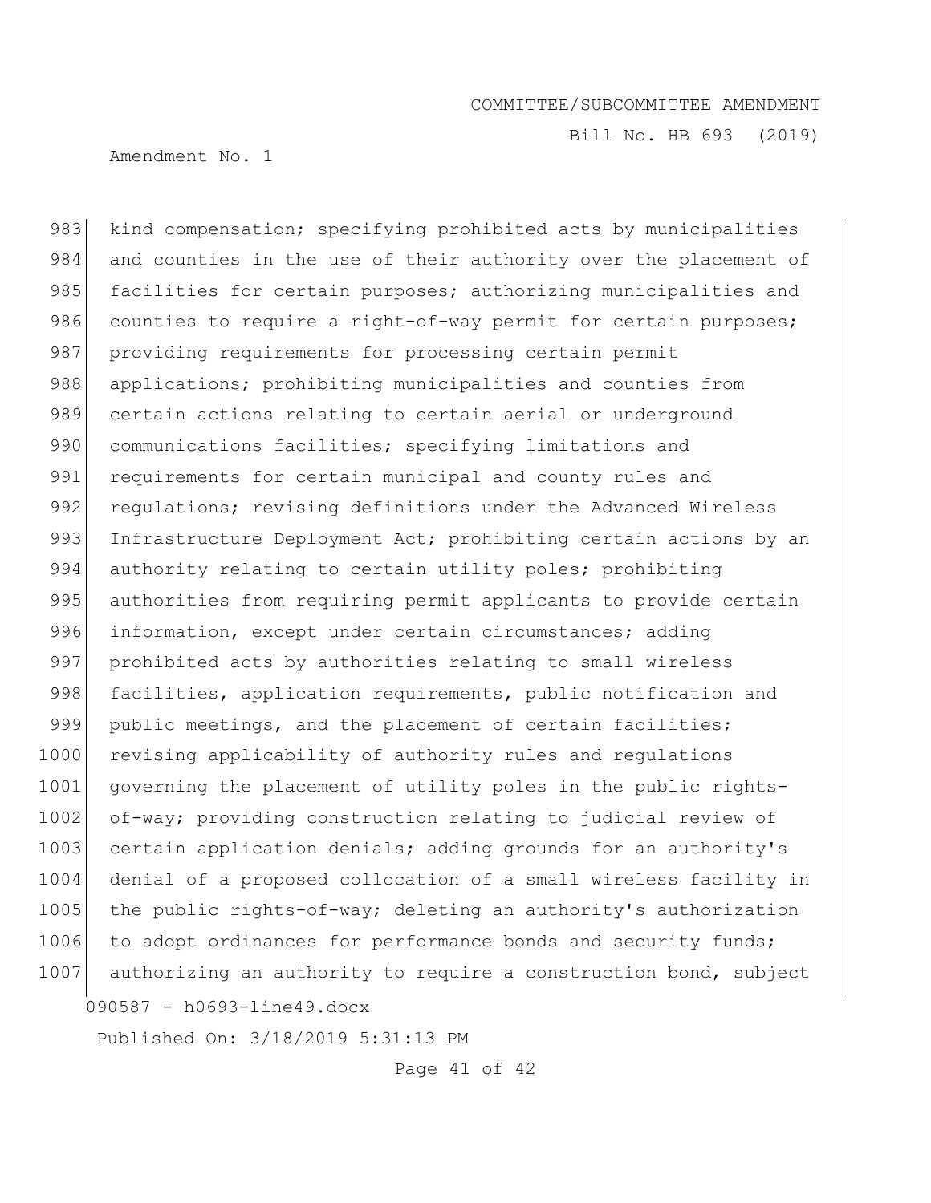kind compensation; specifying prohibited acts by municipalities and counties in the use of their authority over the placement of facilities for certain purposes; authorizing municipalities and counties to require a right-of-way permit for certain purposes; providing requirements for processing certain permit applications; prohibiting municipalities and counties from certain actions relating to certain aerial or underground communications facilities; specifying limitations and requirements for certain municipal and county rules and regulations; revising definitions under the Advanced Wireless Infrastructure Deployment Act; prohibiting certain actions by an authority relating to certain utility poles; prohibiting authorities from requiring permit applicants to provide certain information, except under certain circumstances; adding prohibited acts by authorities relating to small wireless facilities, application requirements, public notification and public meetings, and the placement of certain facilities; revising applicability of authority rules and regulations governing the placement of utility poles in the public rights-of-way; providing construction relating to judicial review of certain application denials; adding grounds for an authority's denial of a proposed collocation of a small wireless facility in the public rights-of-way; deleting an authority's authorization to adopt ordinances for performance bonds and security funds; authorizing an authority to require a construction bond, subject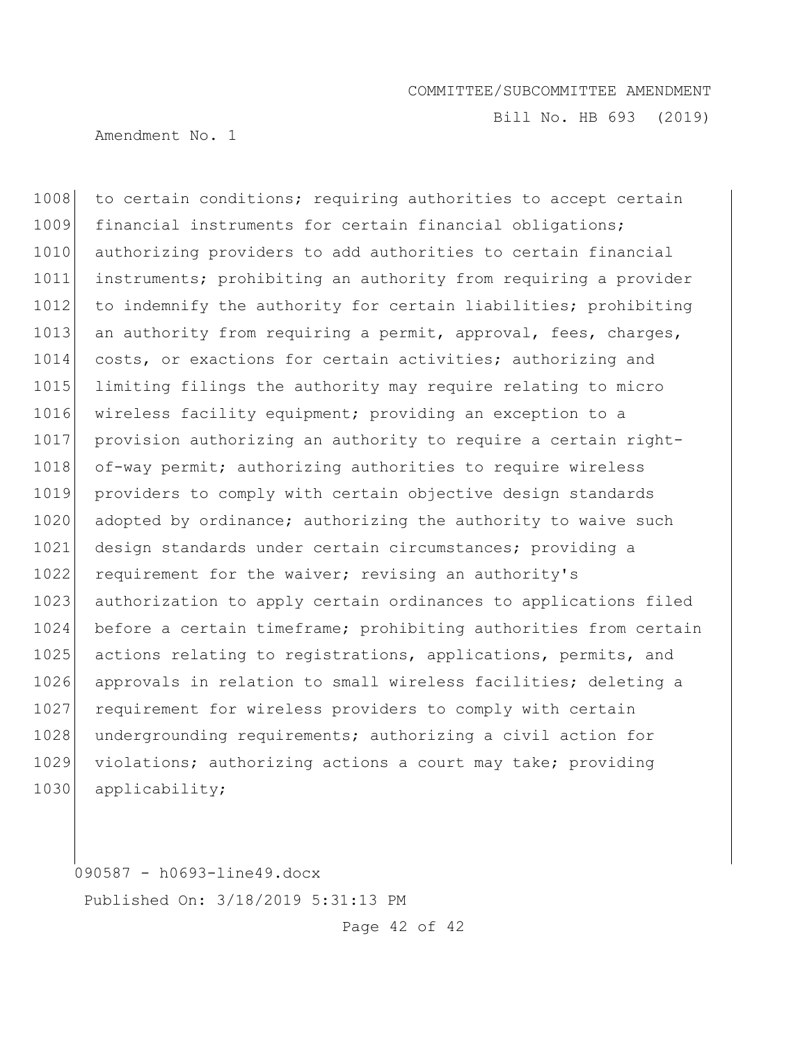to certain conditions; requiring authorities to accept certain financial instruments for certain financial obligations; authorizing providers to add authorities to certain financial instruments; prohibiting an authority from requiring a provider to indemnify the authority for certain liabilities; prohibiting an authority from requiring a permit, approval, fees, charges, costs, or exactions for certain activities; authorizing and limiting filings the authority may require relating to micro wireless facility equipment; providing an exception to a provision authorizing an authority to require a certain right-of-way permit; authorizing authorities to require wireless providers to comply with certain objective design standards adopted by ordinance; authorizing the authority to waive such design standards under certain circumstances; providing a requirement for the waiver; revising an authority's authorization to apply certain ordinances to applications filed before a certain timeframe; prohibiting authorities from certain actions relating to registrations, applications, permits, and approvals in relation to small wireless facilities; deleting a requirement for wireless providers to comply with certain undergrounding requirements; authorizing a civil action for violations; authorizing actions a court may take; providing applicability;